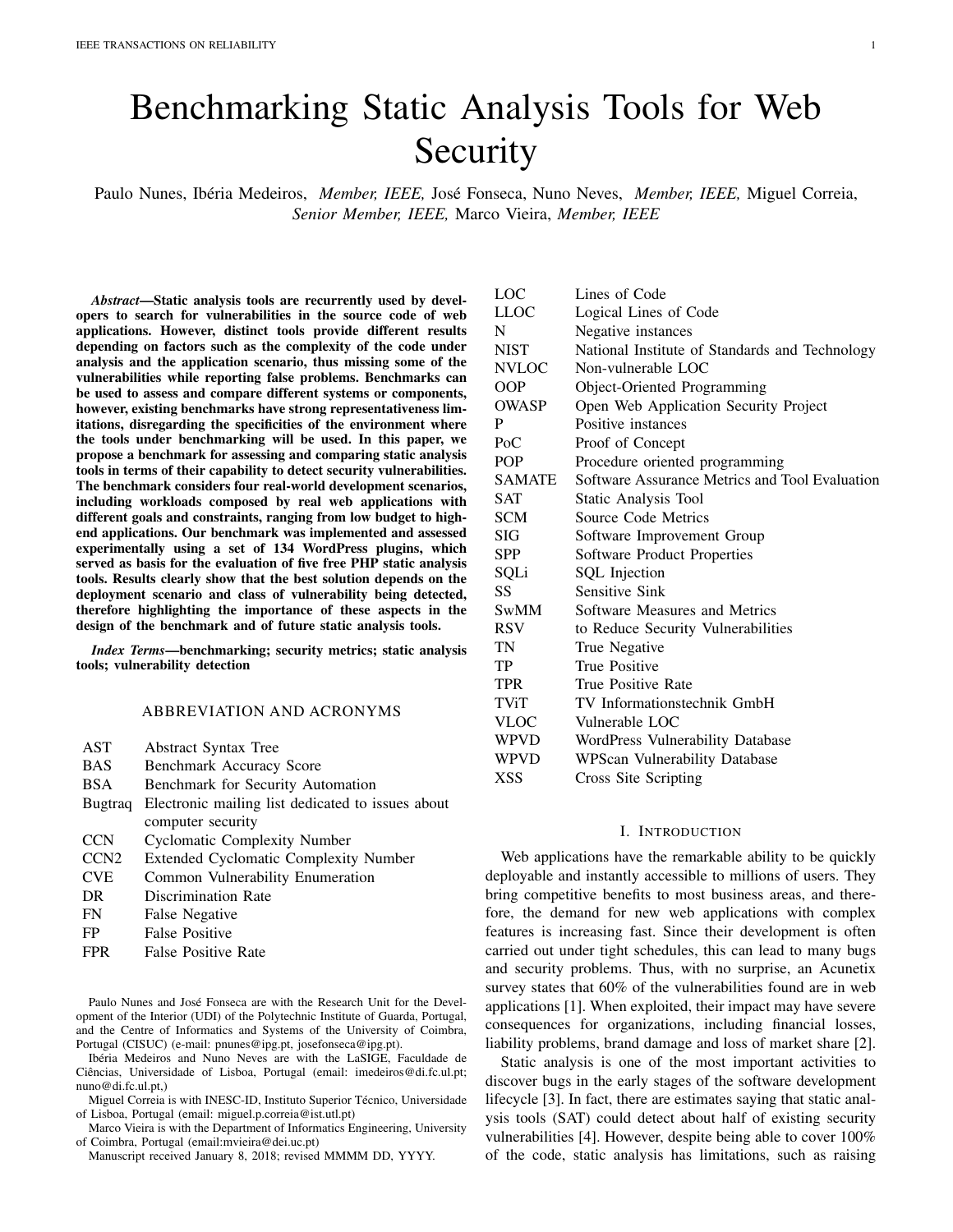# Benchmarking Static Analysis Tools for Web Security

Paulo Nunes, Ibéria Medeiros, *Member, IEEE,* José Fonseca, Nuno Neves, *Member, IEEE,* Miguel Correia, *Senior Member, IEEE,* Marco Vieira, *Member, IEEE*

***Abstract*—Static analysis tools are recurrently used by developers to search for vulnerabilities in the source code of web applications. However, distinct tools provide different results depending on factors such as the complexity of the code under analysis and the application scenario, thus missing some of the vulnerabilities while reporting false problems. Benchmarks can be used to assess and compare different systems or components, however, existing benchmarks have strong representativeness limitations, disregarding the specificities of the environment where the tools under benchmarking will be used. In this paper, we propose a benchmark for assessing and comparing static analysis tools in terms of their capability to detect security vulnerabilities. The benchmark considers four real-world development scenarios, including workloads composed by real web applications with different goals and constraints, ranging from low budget to high-end applications. Our benchmark was implemented and assessed experimentally using a set of 134 WordPress plugins, which served as basis for the evaluation of five free PHP static analysis tools. Results clearly show that the best solution depends on the deployment scenario and class of vulnerability being detected, therefore highlighting the importance of these aspects in the design of the benchmark and of future static analysis tools.**

***Index Terms*—benchmarking; security metrics; static analysis tools; vulnerability detection**

## ABBREVIATION AND ACRONYMS

| | |
|---|---|
| AST | Abstract Syntax Tree |
| BAS | Benchmark Accuracy Score |
| BSA | Benchmark for Security Automation |
| Bugtraq | Electronic mailing list dedicated to issues about computer security |
| CCN | Cyclomatic Complexity Number |
| CCN2 | Extended Cyclomatic Complexity Number |
| CVE | Common Vulnerability Enumeration |
| DR | Discrimination Rate |
| FN | False Negative |
| FP | False Positive |
| FPR | False Positive Rate |
| LOC | Lines of Code |
| LLOC | Logical Lines of Code |
| N | Negative instances |
| NIST | National Institute of Standards and Technology |
| NVLOC | Non-vulnerable LOC |
| OOP | Object-Oriented Programming |
| OWASP | Open Web Application Security Project |
| P | Positive instances |
| PoC | Proof of Concept |
| POP | Procedure oriented programming |
| SAMATE | Software Assurance Metrics and Tool Evaluation |
| SAT | Static Analysis Tool |
| SCM | Source Code Metrics |
| SIG | Software Improvement Group |
| SPP | Software Product Properties |
| SQLi | SQL Injection |
| SS | Sensitive Sink |
| SwMM | Software Measures and Metrics |
| RSV | to Reduce Security Vulnerabilities |
| TN | True Negative |
| TP | True Positive |
| TPR | True Positive Rate |
| TViT | TV Informationstechnik GmbH |
| VLOC | Vulnerable LOC |
| WPVD | WordPress Vulnerability Database |
| WPVD | WPScan Vulnerability Database |
| XSS | Cross Site Scripting |

Paulo Nunes and José Fonseca are with the Research Unit for the Development of the Interior (UDI) of the Polytechnic Institute of Guarda, Portugal, and the Centre of Informatics and Systems of the University of Coimbra, Portugal (CISUC) (e-mail: pnunes@ipg.pt, josefonseca@ipg.pt).

Ibéria Medeiros and Nuno Neves are with the LaSIGE, Faculdade de Ciências, Universidade de Lisboa, Portugal (email: imedeiros@di.fc.ul.pt; nuno@di.fc.ul.pt,)

Miguel Correia is with INESC-ID, Instituto Superior Técnico, Universidade of Lisboa, Portugal (email: miguel.p.correia@ist.utl.pt)

Marco Vieira is with the Department of Informatics Engineering, University of Coimbra, Portugal (email:mvieira@dei.uc.pt)

Manuscript received January 8, 2018; revised MMMM DD, YYYY.

## I. INTRODUCTION

Web applications have the remarkable ability to be quickly deployable and instantly accessible to millions of users. They bring competitive benefits to most business areas, and therefore, the demand for new web applications with complex features is increasing fast. Since their development is often carried out under tight schedules, this can lead to many bugs and security problems. Thus, with no surprise, an Acunetix survey states that 60% of the vulnerabilities found are in web applications [1]. When exploited, their impact may have severe consequences for organizations, including financial losses, liability problems, brand damage and loss of market share [2].

Static analysis is one of the most important activities to discover bugs in the early stages of the software development lifecycle [3]. In fact, there are estimates saying that static analysis tools (SAT) could detect about half of existing security vulnerabilities [4]. However, despite being able to cover 100% of the code, static analysis has limitations, such as raising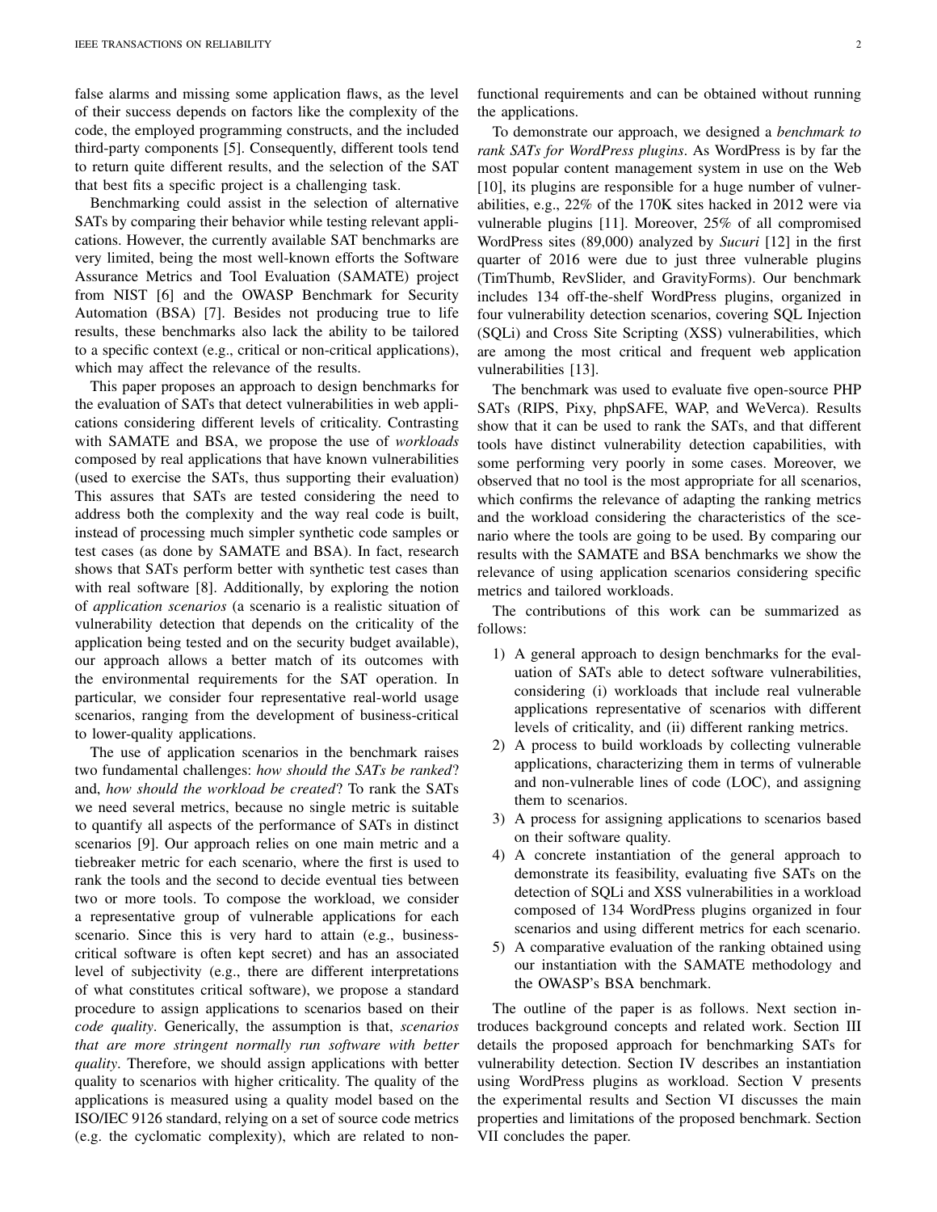false alarms and missing some application flaws, as the level of their success depends on factors like the complexity of the code, the employed programming constructs, and the included third-party components [5]. Consequently, different tools tend to return quite different results, and the selection of the SAT that best fits a specific project is a challenging task.

Benchmarking could assist in the selection of alternative SATs by comparing their behavior while testing relevant applications. However, the currently available SAT benchmarks are very limited, being the most well-known efforts the Software Assurance Metrics and Tool Evaluation (SAMATE) project from NIST [6] and the OWASP Benchmark for Security Automation (BSA) [7]. Besides not producing true to life results, these benchmarks also lack the ability to be tailored to a specific context (e.g., critical or non-critical applications), which may affect the relevance of the results.

This paper proposes an approach to design benchmarks for the evaluation of SATs that detect vulnerabilities in web applications considering different levels of criticality. Contrasting with SAMATE and BSA, we propose the use of *workloads* composed by real applications that have known vulnerabilities (used to exercise the SATs, thus supporting their evaluation) This assures that SATs are tested considering the need to address both the complexity and the way real code is built, instead of processing much simpler synthetic code samples or test cases (as done by SAMATE and BSA). In fact, research shows that SATs perform better with synthetic test cases than with real software [8]. Additionally, by exploring the notion of *application scenarios* (a scenario is a realistic situation of vulnerability detection that depends on the criticality of the application being tested and on the security budget available), our approach allows a better match of its outcomes with the environmental requirements for the SAT operation. In particular, we consider four representative real-world usage scenarios, ranging from the development of business-critical to lower-quality applications.

The use of application scenarios in the benchmark raises two fundamental challenges: *how should the SATs be ranked*? and, *how should the workload be created*? To rank the SATs we need several metrics, because no single metric is suitable to quantify all aspects of the performance of SATs in distinct scenarios [9]. Our approach relies on one main metric and a tiebreaker metric for each scenario, where the first is used to rank the tools and the second to decide eventual ties between two or more tools. To compose the workload, we consider a representative group of vulnerable applications for each scenario. Since this is very hard to attain (e.g., business-critical software is often kept secret) and has an associated level of subjectivity (e.g., there are different interpretations of what constitutes critical software), we propose a standard procedure to assign applications to scenarios based on their *code quality*. Generically, the assumption is that, *scenarios that are more stringent normally run software with better quality*. Therefore, we should assign applications with better quality to scenarios with higher criticality. The quality of the applications is measured using a quality model based on the ISO/IEC 9126 standard, relying on a set of source code metrics (e.g. the cyclomatic complexity), which are related to non-functional requirements and can be obtained without running the applications.

To demonstrate our approach, we designed a *benchmark to rank SATs for WordPress plugins*. As WordPress is by far the most popular content management system in use on the Web [10], its plugins are responsible for a huge number of vulnerabilities, e.g., 22% of the 170K sites hacked in 2012 were via vulnerable plugins [11]. Moreover, 25% of all compromised WordPress sites (89,000) analyzed by *Sucuri* [12] in the first quarter of 2016 were due to just three vulnerable plugins (TimThumb, RevSlider, and GravityForms). Our benchmark includes 134 off-the-shelf WordPress plugins, organized in four vulnerability detection scenarios, covering SQL Injection (SQLi) and Cross Site Scripting (XSS) vulnerabilities, which are among the most critical and frequent web application vulnerabilities [13].

The benchmark was used to evaluate five open-source PHP SATs (RIPS, Pixy, phpSAFE, WAP, and WeVerca). Results show that it can be used to rank the SATs, and that different tools have distinct vulnerability detection capabilities, with some performing very poorly in some cases. Moreover, we observed that no tool is the most appropriate for all scenarios, which confirms the relevance of adapting the ranking metrics and the workload considering the characteristics of the scenario where the tools are going to be used. By comparing our results with the SAMATE and BSA benchmarks we show the relevance of using application scenarios considering specific metrics and tailored workloads.

The contributions of this work can be summarized as follows:

1) A general approach to design benchmarks for the evaluation of SATs able to detect software vulnerabilities, considering (i) workloads that include real vulnerable applications representative of scenarios with different levels of criticality, and (ii) different ranking metrics.
2) A process to build workloads by collecting vulnerable applications, characterizing them in terms of vulnerable and non-vulnerable lines of code (LOC), and assigning them to scenarios.
3) A process for assigning applications to scenarios based on their software quality.
4) A concrete instantiation of the general approach to demonstrate its feasibility, evaluating five SATs on the detection of SQLi and XSS vulnerabilities in a workload composed of 134 WordPress plugins organized in four scenarios and using different metrics for each scenario.
5) A comparative evaluation of the ranking obtained using our instantiation with the SAMATE methodology and the OWASP's BSA benchmark.

The outline of the paper is as follows. Next section introduces background concepts and related work. Section III details the proposed approach for benchmarking SATs for vulnerability detection. Section IV describes an instantiation using WordPress plugins as workload. Section V presents the experimental results and Section VI discusses the main properties and limitations of the proposed benchmark. Section VII concludes the paper.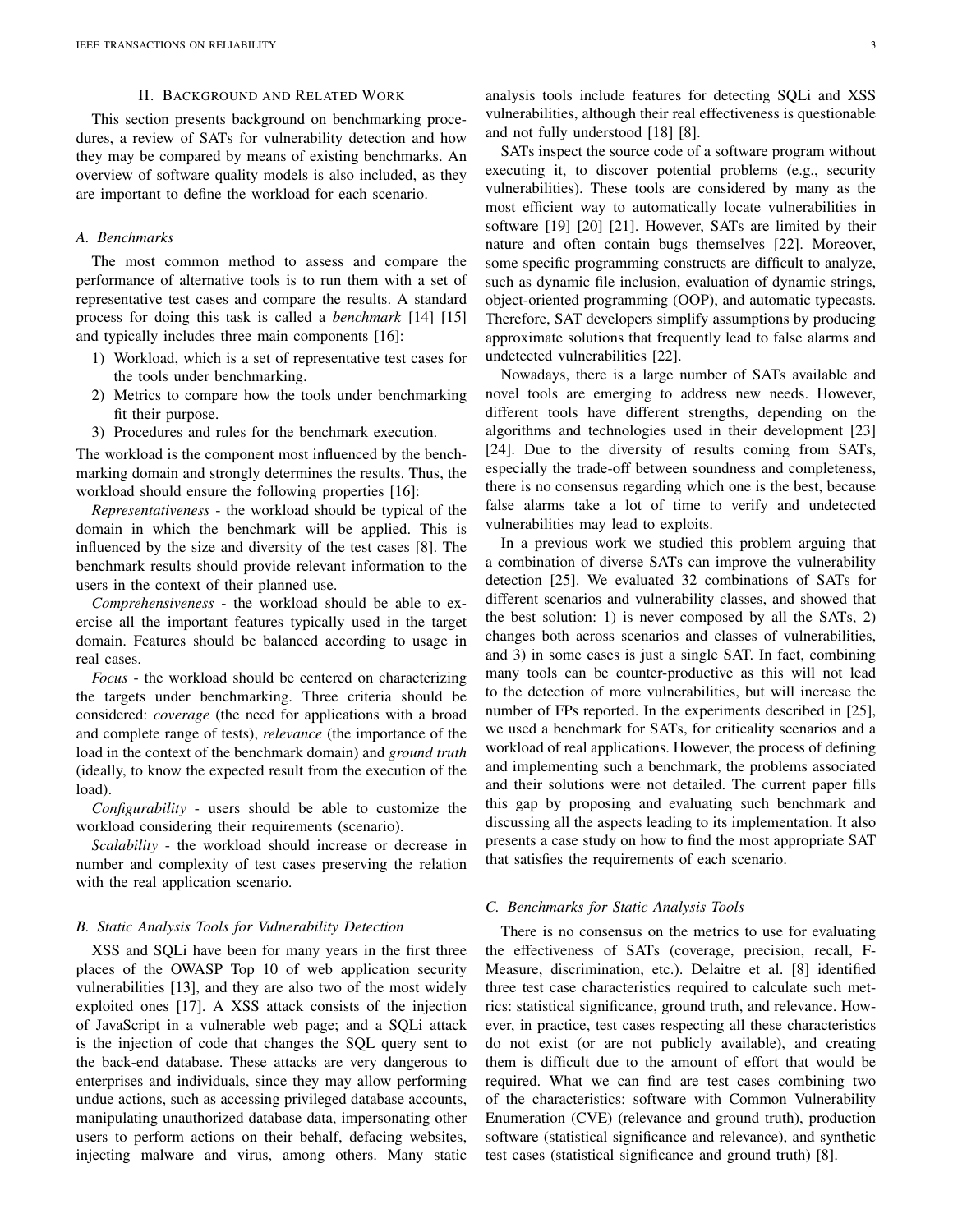## II. Background and Related Work

This section presents background on benchmarking procedures, a review of SATs for vulnerability detection and how they may be compared by means of existing benchmarks. An overview of software quality models is also included, as they are important to define the workload for each scenario.

### A. Benchmarks

The most common method to assess and compare the performance of alternative tools is to run them with a set of representative test cases and compare the results. A standard process for doing this task is called a *benchmark* [14] [15] and typically includes three main components [16]:

1) Workload, which is a set of representative test cases for the tools under benchmarking.
2) Metrics to compare how the tools under benchmarking fit their purpose.
3) Procedures and rules for the benchmark execution.

The workload is the component most influenced by the benchmarking domain and strongly determines the results. Thus, the workload should ensure the following properties [16]:

*Representativeness* - the workload should be typical of the domain in which the benchmark will be applied. This is influenced by the size and diversity of the test cases [8]. The benchmark results should provide relevant information to the users in the context of their planned use.

*Comprehensiveness* - the workload should be able to exercise all the important features typically used in the target domain. Features should be balanced according to usage in real cases.

*Focus* - the workload should be centered on characterizing the targets under benchmarking. Three criteria should be considered: *coverage* (the need for applications with a broad and complete range of tests), *relevance* (the importance of the load in the context of the benchmark domain) and *ground truth* (ideally, to know the expected result from the execution of the load).

*Configurability* - users should be able to customize the workload considering their requirements (scenario).

*Scalability* - the workload should increase or decrease in number and complexity of test cases preserving the relation with the real application scenario.

### B. Static Analysis Tools for Vulnerability Detection

XSS and SQLi have been for many years in the first three places of the OWASP Top 10 of web application security vulnerabilities [13], and they are also two of the most widely exploited ones [17]. A XSS attack consists of the injection of JavaScript in a vulnerable web page; and a SQLi attack is the injection of code that changes the SQL query sent to the back-end database. These attacks are very dangerous to enterprises and individuals, since they may allow performing undue actions, such as accessing privileged database accounts, manipulating unauthorized database data, impersonating other users to perform actions on their behalf, defacing websites, injecting malware and virus, among others. Many static analysis tools include features for detecting SQLi and XSS vulnerabilities, although their real effectiveness is questionable and not fully understood [18] [8].

SATs inspect the source code of a software program without executing it, to discover potential problems (e.g., security vulnerabilities). These tools are considered by many as the most efficient way to automatically locate vulnerabilities in software [19] [20] [21]. However, SATs are limited by their nature and often contain bugs themselves [22]. Moreover, some specific programming constructs are difficult to analyze, such as dynamic file inclusion, evaluation of dynamic strings, object-oriented programming (OOP), and automatic typecasts. Therefore, SAT developers simplify assumptions by producing approximate solutions that frequently lead to false alarms and undetected vulnerabilities [22].

Nowadays, there is a large number of SATs available and novel tools are emerging to address new needs. However, different tools have different strengths, depending on the algorithms and technologies used in their development [23] [24]. Due to the diversity of results coming from SATs, especially the trade-off between soundness and completeness, there is no consensus regarding which one is the best, because false alarms take a lot of time to verify and undetected vulnerabilities may lead to exploits.

In a previous work we studied this problem arguing that a combination of diverse SATs can improve the vulnerability detection [25]. We evaluated 32 combinations of SATs for different scenarios and vulnerability classes, and showed that the best solution: 1) is never composed by all the SATs, 2) changes both across scenarios and classes of vulnerabilities, and 3) in some cases is just a single SAT. In fact, combining many tools can be counter-productive as this will not lead to the detection of more vulnerabilities, but will increase the number of FPs reported. In the experiments described in [25], we used a benchmark for SATs, for criticality scenarios and a workload of real applications. However, the process of defining and implementing such a benchmark, the problems associated and their solutions were not detailed. The current paper fills this gap by proposing and evaluating such benchmark and discussing all the aspects leading to its implementation. It also presents a case study on how to find the most appropriate SAT that satisfies the requirements of each scenario.

### C. Benchmarks for Static Analysis Tools

There is no consensus on the metrics to use for evaluating the effectiveness of SATs (coverage, precision, recall, F-Measure, discrimination, etc.). Delaitre et al. [8] identified three test case characteristics required to calculate such metrics: statistical significance, ground truth, and relevance. However, in practice, test cases respecting all these characteristics do not exist (or are not publicly available), and creating them is difficult due to the amount of effort that would be required. What we can find are test cases combining two of the characteristics: software with Common Vulnerability Enumeration (CVE) (relevance and ground truth), production software (statistical significance and relevance), and synthetic test cases (statistical significance and ground truth) [8].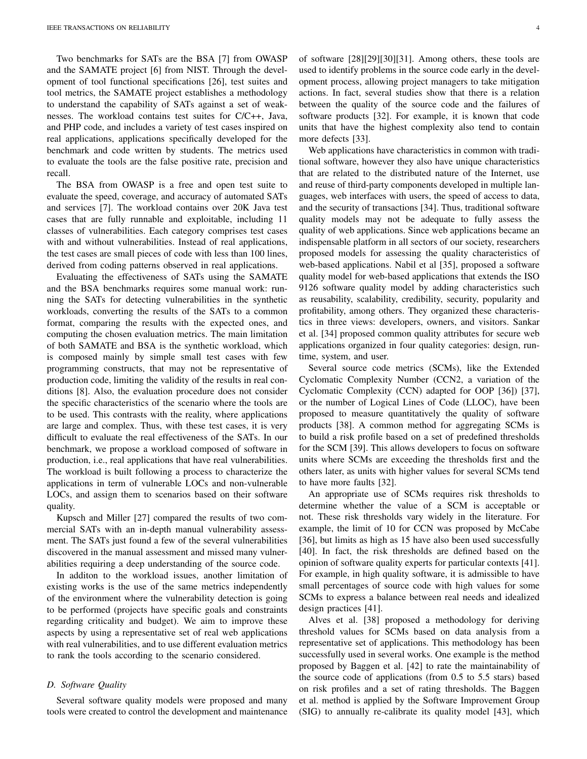Two benchmarks for SATs are the BSA [7] from OWASP and the SAMATE project [6] from NIST. Through the development of tool functional specifications [26], test suites and tool metrics, the SAMATE project establishes a methodology to understand the capability of SATs against a set of weaknesses. The workload contains test suites for C/C++, Java, and PHP code, and includes a variety of test cases inspired on real applications, applications specifically developed for the benchmark and code written by students. The metrics used to evaluate the tools are the false positive rate, precision and recall.

The BSA from OWASP is a free and open test suite to evaluate the speed, coverage, and accuracy of automated SATs and services [7]. The workload contains over 20K Java test cases that are fully runnable and exploitable, including 11 classes of vulnerabilities. Each category comprises test cases with and without vulnerabilities. Instead of real applications, the test cases are small pieces of code with less than 100 lines, derived from coding patterns observed in real applications.

Evaluating the effectiveness of SATs using the SAMATE and the BSA benchmarks requires some manual work: running the SATs for detecting vulnerabilities in the synthetic workloads, converting the results of the SATs to a common format, comparing the results with the expected ones, and computing the chosen evaluation metrics. The main limitation of both SAMATE and BSA is the synthetic workload, which is composed mainly by simple small test cases with few programming constructs, that may not be representative of production code, limiting the validity of the results in real conditions [8]. Also, the evaluation procedure does not consider the specific characteristics of the scenario where the tools are to be used. This contrasts with the reality, where applications are large and complex. Thus, with these test cases, it is very difficult to evaluate the real effectiveness of the SATs. In our benchmark, we propose a workload composed of software in production, i.e., real applications that have real vulnerabilities. The workload is built following a process to characterize the applications in term of vulnerable LOCs and non-vulnerable LOCs, and assign them to scenarios based on their software quality.

Kupsch and Miller [27] compared the results of two commercial SATs with an in-depth manual vulnerability assessment. The SATs just found a few of the several vulnerabilities discovered in the manual assessment and missed many vulnerabilities requiring a deep understanding of the source code.

In additon to the workload issues, another limitation of existing works is the use of the same metrics independently of the environment where the vulnerability detection is going to be performed (projects have specific goals and constraints regarding criticality and budget). We aim to improve these aspects by using a representative set of real web applications with real vulnerabilities, and to use different evaluation metrics to rank the tools according to the scenario considered.

### *D. Software Quality*

Several software quality models were proposed and many tools were created to control the development and maintenance of software [28][29][30][31]. Among others, these tools are used to identify problems in the source code early in the development process, allowing project managers to take mitigation actions. In fact, several studies show that there is a relation between the quality of the source code and the failures of software products [32]. For example, it is known that code units that have the highest complexity also tend to contain more defects [33].

Web applications have characteristics in common with traditional software, however they also have unique characteristics that are related to the distributed nature of the Internet, use and reuse of third-party components developed in multiple languages, web interfaces with users, the speed of access to data, and the security of transactions [34]. Thus, traditional software quality models may not be adequate to fully assess the quality of web applications. Since web applications became an indispensable platform in all sectors of our society, researchers proposed models for assessing the quality characteristics of web-based applications. Nabil et al [35], proposed a software quality model for web-based applications that extends the ISO 9126 software quality model by adding characteristics such as reusability, scalability, credibility, security, popularity and profitability, among others. They organized these characteristics in three views: developers, owners, and visitors. Sankar et al. [34] proposed common quality attributes for secure web applications organized in four quality categories: design, runtime, system, and user.

Several source code metrics (SCMs), like the Extended Cyclomatic Complexity Number (CCN2, a variation of the Cyclomatic Complexity (CCN) adapted for OOP [36]) [37], or the number of Logical Lines of Code (LLOC), have been proposed to measure quantitatively the quality of software products [38]. A common method for aggregating SCMs is to build a risk profile based on a set of predefined thresholds for the SCM [39]. This allows developers to focus on software units where SCMs are exceeding the thresholds first and the others later, as units with higher values for several SCMs tend to have more faults [32].

An appropriate use of SCMs requires risk thresholds to determine whether the value of a SCM is acceptable or not. These risk thresholds vary widely in the literature. For example, the limit of 10 for CCN was proposed by McCabe [36], but limits as high as 15 have also been used successfully [40]. In fact, the risk thresholds are defined based on the opinion of software quality experts for particular contexts [41]. For example, in high quality software, it is admissible to have small percentages of source code with high values for some SCMs to express a balance between real needs and idealized design practices [41].

Alves et al. [38] proposed a methodology for deriving threshold values for SCMs based on data analysis from a representative set of applications. This methodology has been successfully used in several works. One example is the method proposed by Baggen et al. [42] to rate the maintainability of the source code of applications (from 0.5 to 5.5 stars) based on risk profiles and a set of rating thresholds. The Baggen et al. method is applied by the Software Improvement Group (SIG) to annually re-calibrate its quality model [43], which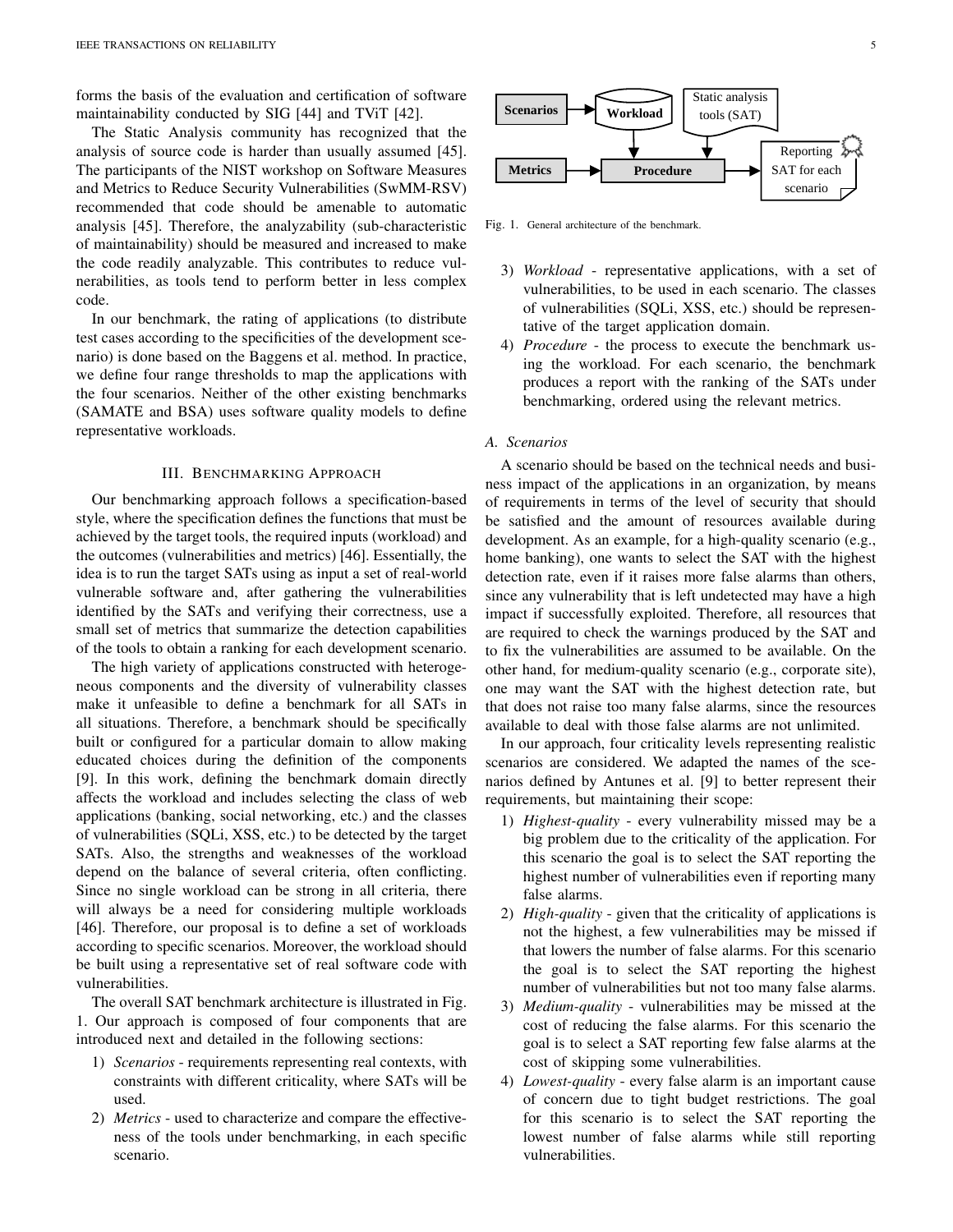forms the basis of the evaluation and certification of software maintainability conducted by SIG [44] and TViT [42].

The Static Analysis community has recognized that the analysis of source code is harder than usually assumed [45]. The participants of the NIST workshop on Software Measures and Metrics to Reduce Security Vulnerabilities (SwMM-RSV) recommended that code should be amenable to automatic analysis [45]. Therefore, the analyzability (sub-characteristic of maintainability) should be measured and increased to make the code readily analyzable. This contributes to reduce vulnerabilities, as tools tend to perform better in less complex code.

In our benchmark, the rating of applications (to distribute test cases according to the specificities of the development scenario) is done based on the Baggens et al. method. In practice, we define four range thresholds to map the applications with the four scenarios. Neither of the other existing benchmarks (SAMATE and BSA) uses software quality models to define representative workloads.

## III. Benchmarking Approach

Our benchmarking approach follows a specification-based style, where the specification defines the functions that must be achieved by the target tools, the required inputs (workload) and the outcomes (vulnerabilities and metrics) [46]. Essentially, the idea is to run the target SATs using as input a set of real-world vulnerable software and, after gathering the vulnerabilities identified by the SATs and verifying their correctness, use a small set of metrics that summarize the detection capabilities of the tools to obtain a ranking for each development scenario.

The high variety of applications constructed with heterogeneous components and the diversity of vulnerability classes make it unfeasible to define a benchmark for all SATs in all situations. Therefore, a benchmark should be specifically built or configured for a particular domain to allow making educated choices during the definition of the components [9]. In this work, defining the benchmark domain directly affects the workload and includes selecting the class of web applications (banking, social networking, etc.) and the classes of vulnerabilities (SQLi, XSS, etc.) to be detected by the target SATs. Also, the strengths and weaknesses of the workload depend on the balance of several criteria, often conflicting. Since no single workload can be strong in all criteria, there will always be a need for considering multiple workloads [46]. Therefore, our proposal is to define a set of workloads according to specific scenarios. Moreover, the workload should be built using a representative set of real software code with vulnerabilities.

The overall SAT benchmark architecture is illustrated in Fig. 1. Our approach is composed of four components that are introduced next and detailed in the following sections:

1) *Scenarios* - requirements representing real contexts, with constraints with different criticality, where SATs will be used.
2) *Metrics* - used to characterize and compare the effectiveness of the tools under benchmarking, in each specific scenario.

Scenarios → Workload ← ; Static analysis tools (SAT) ; Metrics → Procedure → Reporting SAT for each scenario

Fig. 1. General architecture of the benchmark.

3) *Workload* - representative applications, with a set of vulnerabilities, to be used in each scenario. The classes of vulnerabilities (SQLi, XSS, etc.) should be representative of the target application domain.
4) *Procedure* - the process to execute the benchmark using the workload. For each scenario, the benchmark produces a report with the ranking of the SATs under benchmarking, ordered using the relevant metrics.

### A. Scenarios

A scenario should be based on the technical needs and business impact of the applications in an organization, by means of requirements in terms of the level of security that should be satisfied and the amount of resources available during development. As an example, for a high-quality scenario (e.g., home banking), one wants to select the SAT with the highest detection rate, even if it raises more false alarms than others, since any vulnerability that is left undetected may have a high impact if successfully exploited. Therefore, all resources that are required to check the warnings produced by the SAT and to fix the vulnerabilities are assumed to be available. On the other hand, for medium-quality scenario (e.g., corporate site), one may want the SAT with the highest detection rate, but that does not raise too many false alarms, since the resources available to deal with those false alarms are not unlimited.

In our approach, four criticality levels representing realistic scenarios are considered. We adapted the names of the scenarios defined by Antunes et al. [9] to better represent their requirements, but maintaining their scope:

1) *Highest-quality* - every vulnerability missed may be a big problem due to the criticality of the application. For this scenario the goal is to select the SAT reporting the highest number of vulnerabilities even if reporting many false alarms.
2) *High-quality* - given that the criticality of applications is not the highest, a few vulnerabilities may be missed if that lowers the number of false alarms. For this scenario the goal is to select the SAT reporting the highest number of vulnerabilities but not too many false alarms.
3) *Medium-quality* - vulnerabilities may be missed at the cost of reducing the false alarms. For this scenario the goal is to select a SAT reporting few false alarms at the cost of skipping some vulnerabilities.
4) *Lowest-quality* - every false alarm is an important cause of concern due to tight budget restrictions. The goal for this scenario is to select the SAT reporting the lowest number of false alarms while still reporting vulnerabilities.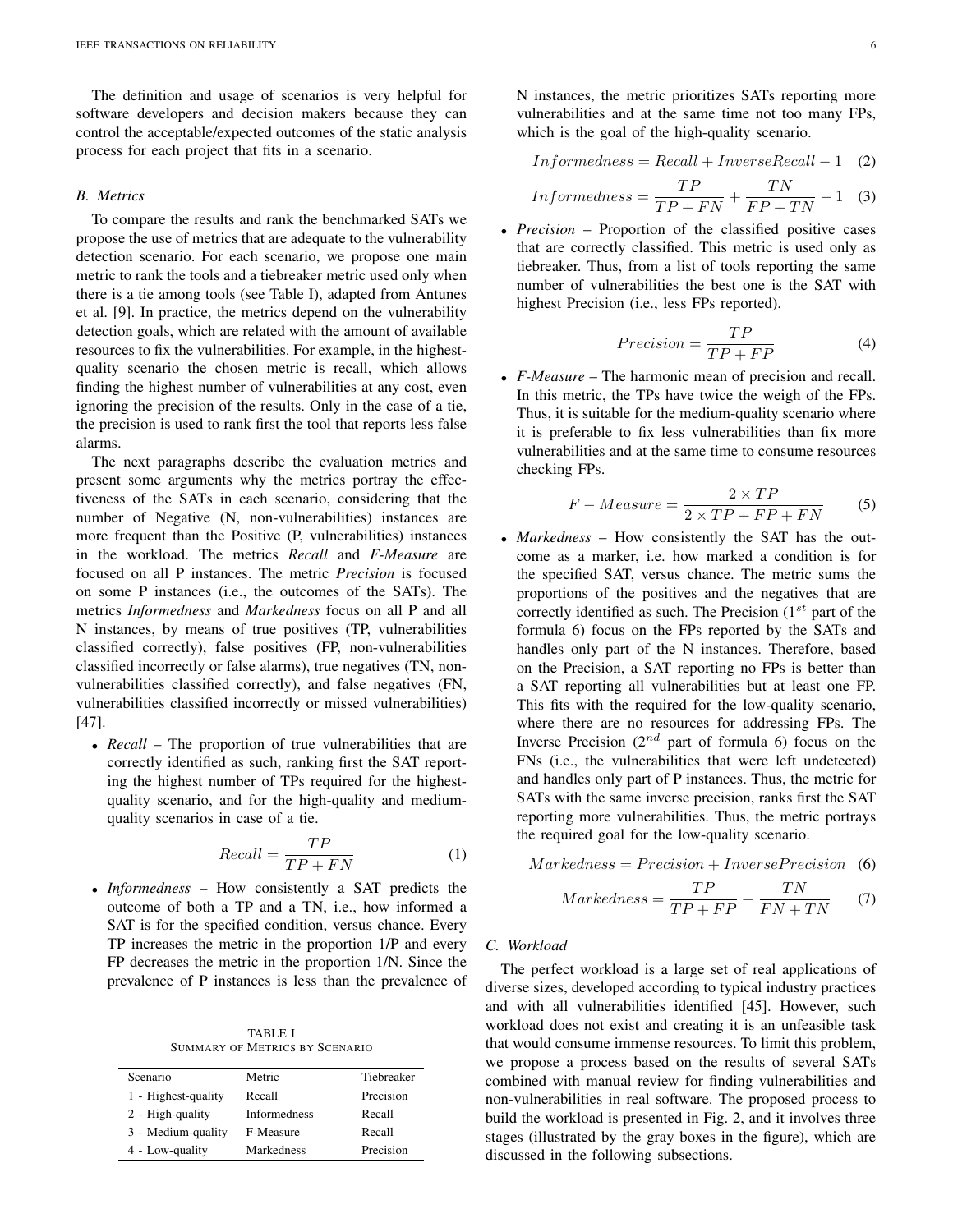The definition and usage of scenarios is very helpful for software developers and decision makers because they can control the acceptable/expected outcomes of the static analysis process for each project that fits in a scenario.

### B. Metrics

To compare the results and rank the benchmarked SATs we propose the use of metrics that are adequate to the vulnerability detection scenario. For each scenario, we propose one main metric to rank the tools and a tiebreaker metric used only when there is a tie among tools (see Table I), adapted from Antunes et al. [9]. In practice, the metrics depend on the vulnerability detection goals, which are related with the amount of available resources to fix the vulnerabilities. For example, in the highest-quality scenario the chosen metric is recall, which allows finding the highest number of vulnerabilities at any cost, even ignoring the precision of the results. Only in the case of a tie, the precision is used to rank first the tool that reports less false alarms.

The next paragraphs describe the evaluation metrics and present some arguments why the metrics portray the effectiveness of the SATs in each scenario, considering that the number of Negative (N, non-vulnerabilities) instances are more frequent than the Positive (P, vulnerabilities) instances in the workload. The metrics *Recall* and *F-Measure* are focused on all P instances. The metric *Precision* is focused on some P instances (i.e., the outcomes of the SATs). The metrics *Informedness* and *Markedness* focus on all P and all N instances, by means of true positives (TP, vulnerabilities classified correctly), false positives (FP, non-vulnerabilities classified incorrectly or false alarms), true negatives (TN, non-vulnerabilities classified correctly), and false negatives (FN, vulnerabilities classified incorrectly or missed vulnerabilities) [47].

- *Recall* – The proportion of true vulnerabilities that are correctly identified as such, ranking first the SAT reporting the highest number of TPs required for the highest-quality scenario, and for the high-quality and medium-quality scenarios in case of a tie.

$$Recall = \frac{TP}{TP + FN} \tag{1}$$

- *Informedness* – How consistently a SAT predicts the outcome of both a TP and a TN, i.e., how informed a SAT is for the specified condition, versus chance. Every TP increases the metric in the proportion 1/P and every FP decreases the metric in the proportion 1/N. Since the prevalence of P instances is less than the prevalence of N instances, the metric prioritizes SATs reporting more vulnerabilities and at the same time not too many FPs, which is the goal of the high-quality scenario.

$$Informedness = Recall + InverseRecall - 1 \tag{2}$$

$$Informedness = \frac{TP}{TP + FN} + \frac{TN}{FP + TN} - 1 \tag{3}$$

- *Precision* – Proportion of the classified positive cases that are correctly classified. This metric is used only as tiebreaker. Thus, from a list of tools reporting the same number of vulnerabilities the best one is the SAT with highest Precision (i.e., less FPs reported).

$$Precision = \frac{TP}{TP + FP} \tag{4}$$

- *F-Measure* – The harmonic mean of precision and recall. In this metric, the TPs have twice the weigh of the FPs. Thus, it is suitable for the medium-quality scenario where it is preferable to fix less vulnerabilities than fix more vulnerabilities and at the same time to consume resources checking FPs.

$$F - Measure = \frac{2 \times TP}{2 \times TP + FP + FN} \tag{5}$$

- *Markedness* – How consistently the SAT has the outcome as a marker, i.e. how marked a condition is for the specified SAT, versus chance. The metric sums the proportions of the positives and the negatives that are correctly identified as such. The Precision ($1^{st}$ part of the formula 6) focus on the FPs reported by the SATs and handles only part of the N instances. Therefore, based on the Precision, a SAT reporting no FPs is better than a SAT reporting all vulnerabilities but at least one FP. This fits with the required for the low-quality scenario, where there are no resources for addressing FPs. The Inverse Precision ($2^{nd}$ part of formula 6) focus on the FNs (i.e., the vulnerabilities that were left undetected) and handles only part of P instances. Thus, the metric for SATs with the same inverse precision, ranks first the SAT reporting more vulnerabilities. Thus, the metric portrays the required goal for the low-quality scenario.

$$Markedness = Precision + InversePrecision \tag{6}$$

$$Markedness = \frac{TP}{TP + FP} + \frac{TN}{FN + TN} \tag{7}$$

TABLE I
SUMMARY OF METRICS BY SCENARIO

| Scenario | Metric | Tiebreaker |
|---|---|---|
| 1 - Highest-quality | Recall | Precision |
| 2 - High-quality | Informedness | Recall |
| 3 - Medium-quality | F-Measure | Recall |
| 4 - Low-quality | Markedness | Precision |

### C. Workload

The perfect workload is a large set of real applications of diverse sizes, developed according to typical industry practices and with all vulnerabilities identified [45]. However, such workload does not exist and creating it is an unfeasible task that would consume immense resources. To limit this problem, we propose a process based on the results of several SATs combined with manual review for finding vulnerabilities and non-vulnerabilities in real software. The proposed process to build the workload is presented in Fig. 2, and it involves three stages (illustrated by the gray boxes in the figure), which are discussed in the following subsections.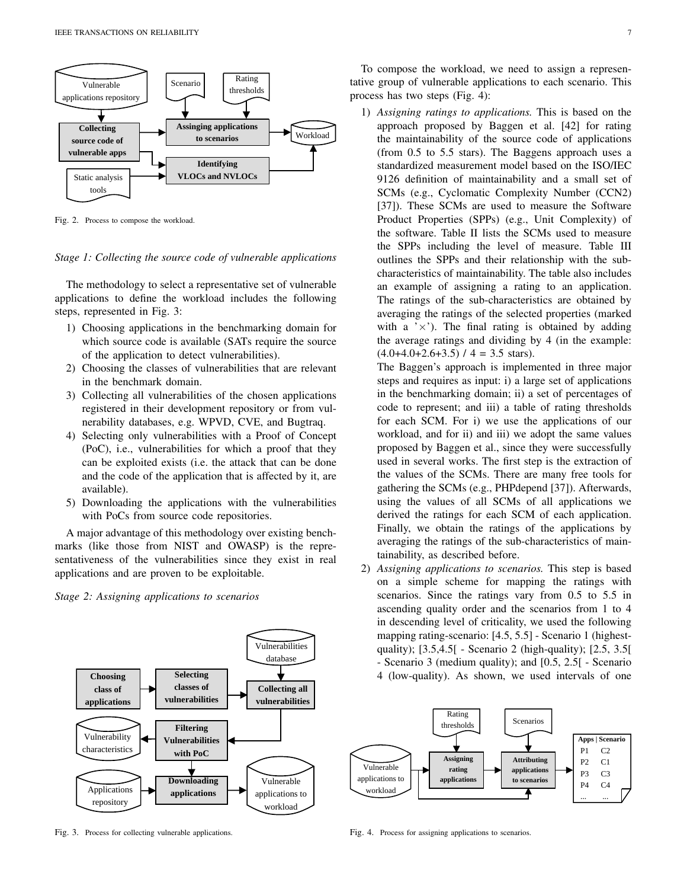Fig. 2. Process to compose the workload.

*Stage 1: Collecting the source code of vulnerable applications*

The methodology to select a representative set of vulnerable applications to define the workload includes the following steps, represented in Fig. 3:

1) Choosing applications in the benchmarking domain for which source code is available (SATs require the source of the application to detect vulnerabilities).
2) Choosing the classes of vulnerabilities that are relevant in the benchmark domain.
3) Collecting all vulnerabilities of the chosen applications registered in their development repository or from vulnerability databases, e.g. WPVD, CVE, and Bugtraq.
4) Selecting only vulnerabilities with a Proof of Concept (PoC), i.e., vulnerabilities for which a proof that they can be exploited exists (i.e. the attack that can be done and the code of the application that is affected by it, are available).
5) Downloading the applications with the vulnerabilities with PoCs from source code repositories.

A major advantage of this methodology over existing benchmarks (like those from NIST and OWASP) is the representativeness of the vulnerabilities since they exist in real applications and are proven to be exploitable.

*Stage 2: Assigning applications to scenarios*

Fig. 3. Process for collecting vulnerable applications.

To compose the workload, we need to assign a representative group of vulnerable applications to each scenario. This process has two steps (Fig. 4):

1) *Assigning ratings to applications.* This is based on the approach proposed by Baggen et al. [42] for rating the maintainability of the source code of applications (from 0.5 to 5.5 stars). The Baggens approach uses a standardized measurement model based on the ISO/IEC 9126 definition of maintainability and a small set of SCMs (e.g., Cyclomatic Complexity Number (CCN2) [37]). These SCMs are used to measure the Software Product Properties (SPPs) (e.g., Unit Complexity) of the software. Table II lists the SCMs used to measure the SPPs including the level of measure. Table III outlines the SPPs and their relationship with the sub-characteristics of maintainability. The table also includes an example of assigning a rating to an application. The ratings of the sub-characteristics are obtained by averaging the ratings of the selected properties (marked with a '$\times$'). The final rating is obtained by adding the average ratings and dividing by 4 (in the example: (4.0+4.0+2.6+3.5) / 4 = 3.5 stars).

   The Baggen's approach is implemented in three major steps and requires as input: i) a large set of applications in the benchmarking domain; ii) a set of percentages of code to represent; and iii) a table of rating thresholds for each SCM. For i) we use the applications of our workload, and for ii) and iii) we adopt the same values proposed by Baggen et al., since they were successfully used in several works. The first step is the extraction of the values of the SCMs. There are many free tools for gathering the SCMs (e.g., PHPdepend [37]). Afterwards, using the values of all SCMs of all applications we derived the ratings for each SCM of each application. Finally, we obtain the ratings of the applications by averaging the ratings of the sub-characteristics of maintainability, as described before.

2) *Assigning applications to scenarios.* This step is based on a simple scheme for mapping the ratings with scenarios. Since the ratings vary from 0.5 to 5.5 in ascending quality order and the scenarios from 1 to 4 in descending level of criticality, we used the following mapping rating-scenario: [4.5, 5.5] - Scenario 1 (highest-quality); [3.5,4.5[ - Scenario 2 (high-quality); [2.5, 3.5[ - Scenario 3 (medium quality); and [0.5, 2.5[ - Scenario 4 (low-quality). As shown, we used intervals of one

Fig. 4. Process for assigning applications to scenarios.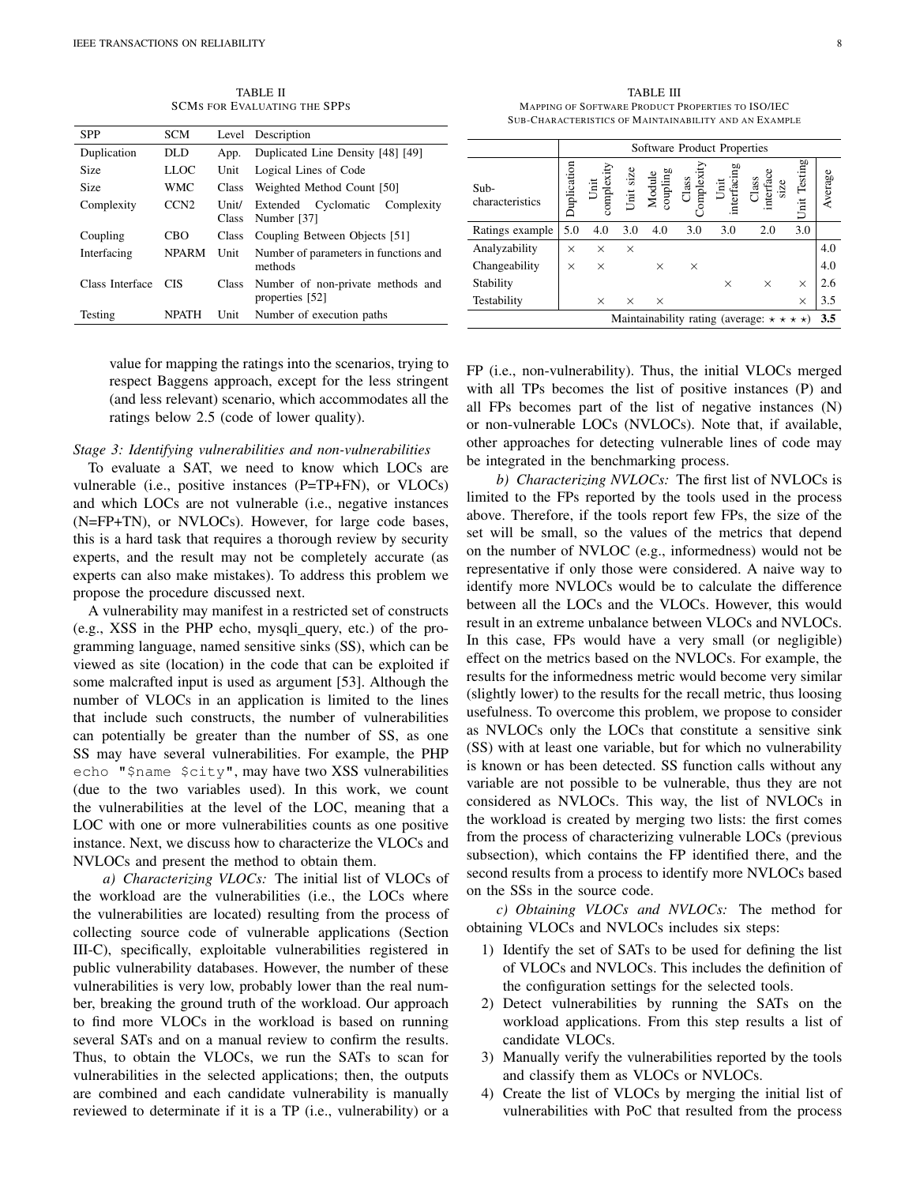TABLE II
SCMs FOR EVALUATING THE SPPs

| SPP | SCM | Level | Description |
|---|---|---|---|
| Duplication | DLD | App. | Duplicated Line Density [48] [49] |
| Size | LLOC | Unit | Logical Lines of Code |
| Size | WMC | Class | Weighted Method Count [50] |
| Complexity | CCN2 | Unit/ Class | Extended Cyclomatic Complexity Number [37] |
| Coupling | CBO | Class | Coupling Between Objects [51] |
| Interfacing | NPARM | Unit | Number of parameters in functions and methods |
| Class Interface | CIS | Class | Number of non-private methods and properties [52] |
| Testing | NPATH | Unit | Number of execution paths |

TABLE III
MAPPING OF SOFTWARE PRODUCT PROPERTIES TO ISO/IEC SUB-CHARACTERISTICS OF MAINTAINABILITY AND AN EXAMPLE

| | Software Product Properties | | | | | | | | |
|---|---|---|---|---|---|---|---|---|---|
| Sub-characteristics | Duplication | Unit complexity | Unit size | Module coupling | Class Complexity | Unit interfacing | Class interface size | Unit Testing | Average |
| Ratings example | 5.0 | 4.0 | 3.0 | 4.0 | 3.0 | 3.0 | 2.0 | 3.0 | |
| Analyzability | × | × | × | | | | | | 4.0 |
| Changeability | × | × | | × | × | | | | 4.0 |
| Stability | | | | | | × | × | × | 2.6 |
| Testability | | × | × | × | | | | × | 3.5 |
| | | | | | Maintainability rating (average: ⋆ ⋆ ⋆ ⋆) | | | | **3.5** |

value for mapping the ratings into the scenarios, trying to respect Baggens approach, except for the less stringent (and less relevant) scenario, which accommodates all the ratings below 2.5 (code of lower quality).

*Stage 3: Identifying vulnerabilities and non-vulnerabilities*

To evaluate a SAT, we need to know which LOCs are vulnerable (i.e., positive instances (P=TP+FN), or VLOCs) and which LOCs are not vulnerable (i.e., negative instances (N=FP+TN), or NVLOCs). However, for large code bases, this is a hard task that requires a thorough review by security experts, and the result may not be completely accurate (as experts can also make mistakes). To address this problem we propose the procedure discussed next.

A vulnerability may manifest in a restricted set of constructs (e.g., XSS in the PHP echo, mysqli_query, etc.) of the programming language, named sensitive sinks (SS), which can be viewed as site (location) in the code that can be exploited if some malcrafted input is used as argument [53]. Although the number of VLOCs in an application is limited to the lines that include such constructs, the number of vulnerabilities can potentially be greater than the number of SS, as one SS may have several vulnerabilities. For example, the PHP `echo "$name $city"`, may have two XSS vulnerabilities (due to the two variables used). In this work, we count the vulnerabilities at the level of the LOC, meaning that a LOC with one or more vulnerabilities counts as one positive instance. Next, we discuss how to characterize the VLOCs and NVLOCs and present the method to obtain them.

*a) Characterizing VLOCs:* The initial list of VLOCs of the workload are the vulnerabilities (i.e., the LOCs where the vulnerabilities are located) resulting from the process of collecting source code of vulnerable applications (Section III-C), specifically, exploitable vulnerabilities registered in public vulnerability databases. However, the number of these vulnerabilities is very low, probably lower than the real number, breaking the ground truth of the workload. Our approach to find more VLOCs in the workload is based on running several SATs and on a manual review to confirm the results. Thus, to obtain the VLOCs, we run the SATs to scan for vulnerabilities in the selected applications; then, the outputs are combined and each candidate vulnerability is manually reviewed to determinate if it is a TP (i.e., vulnerability) or a FP (i.e., non-vulnerability). Thus, the initial VLOCs merged with all TPs becomes the list of positive instances (P) and all FPs becomes part of the list of negative instances (N) or non-vulnerable LOCs (NVLOCs). Note that, if available, other approaches for detecting vulnerable lines of code may be integrated in the benchmarking process.

*b) Characterizing NVLOCs:* The first list of NVLOCs is limited to the FPs reported by the tools used in the process above. Therefore, if the tools report few FPs, the size of the set will be small, so the values of the metrics that depend on the number of NVLOC (e.g., informedness) would not be representative if only those were considered. A naive way to identify more NVLOCs would be to calculate the difference between all the LOCs and the VLOCs. However, this would result in an extreme unbalance between VLOCs and NVLOCs. In this case, FPs would have a very small (or negligible) effect on the metrics based on the NVLOCs. For example, the results for the informedness metric would become very similar (slightly lower) to the results for the recall metric, thus loosing usefulness. To overcome this problem, we propose to consider as NVLOCs only the LOCs that constitute a sensitive sink (SS) with at least one variable, but for which no vulnerability is known or has been detected. SS function calls without any variable are not possible to be vulnerable, thus they are not considered as NVLOCs. This way, the list of NVLOCs in the workload is created by merging two lists: the first comes from the process of characterizing vulnerable LOCs (previous subsection), which contains the FP identified there, and the second results from a process to identify more NVLOCs based on the SSs in the source code.

*c) Obtaining VLOCs and NVLOCs:* The method for obtaining VLOCs and NVLOCs includes six steps:

1) Identify the set of SATs to be used for defining the list of VLOCs and NVLOCs. This includes the definition of the configuration settings for the selected tools.
2) Detect vulnerabilities by running the SATs on the workload applications. From this step results a list of candidate VLOCs.
3) Manually verify the vulnerabilities reported by the tools and classify them as VLOCs or NVLOCs.
4) Create the list of VLOCs by merging the initial list of vulnerabilities with PoC that resulted from the process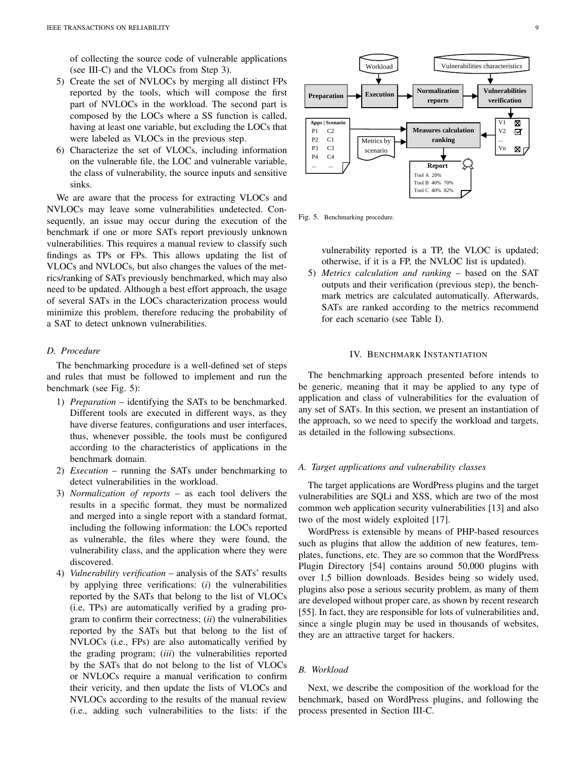of collecting the source code of vulnerable applications (see III-C) and the VLOCs from Step 3).

5) Create the set of NVLOCs by merging all distinct FPs reported by the tools, which will compose the first part of NVLOCs in the workload. The second part is composed by the LOCs where a SS function is called, having at least one variable, but excluding the LOCs that were labeled as VLOCs in the previous step.
6) Characterize the set of VLOCs, including information on the vulnerable file, the LOC and vulnerable variable, the class of vulnerability, the source inputs and sensitive sinks.

We are aware that the process for extracting VLOCs and NVLOCs may leave some vulnerabilities undetected. Consequently, an issue may occur during the execution of the benchmark if one or more SATs report previously unknown vulnerabilities. This requires a manual review to classify such findings as TPs or FPs. This allows updating the list of VLOCs and NVLOCs, but also changes the values of the metrics/ranking of SATs previously benchmarked, which may also need to be updated. Although a best effort approach, the usage of several SATs in the LOCs characterization process would minimize this problem, therefore reducing the probability of a SAT to detect unknown vulnerabilities.

### D. Procedure

The benchmarking procedure is a well-defined set of steps and rules that must be followed to implement and run the benchmark (see Fig. 5):

1) *Preparation* – identifying the SATs to be benchmarked. Different tools are executed in different ways, as they have diverse features, configurations and user interfaces, thus, whenever possible, the tools must be configured according to the characteristics of applications in the benchmark domain.
2) *Execution* – running the SATs under benchmarking to detect vulnerabilities in the workload.
3) *Normalization of reports* – as each tool delivers the results in a specific format, they must be normalized and merged into a single report with a standard format, including the following information: the LOCs reported as vulnerable, the files where they were found, the vulnerability class, and the application where they were discovered.
4) *Vulnerability verification* – analysis of the SATs' results by applying three verifications: (*i*) the vulnerabilities reported by the SATs that belong to the list of VLOCs (i.e, TPs) are automatically verified by a grading program to confirm their correctness; (*ii*) the vulnerabilities reported by the SATs but that belong to the list of NVLOCs (i.e., FPs) are also automatically verified by the grading program; (*iii*) the vulnerabilities reported by the SATs that do not belong to the list of VLOCs or NVLOCs require a manual verification to confirm their vericity, and then update the lists of VLOCs and NVLOCs according to the results of the manual review (i.e., adding such vulnerabilities to the lists: if the vulnerability reported is a TP, the VLOC is updated; otherwise, if it is a FP, the NVLOC list is updated).
5) *Metrics calculation and ranking* – based on the SAT outputs and their verification (previous step), the benchmark metrics are calculated automatically. Afterwards, SATs are ranked according to the metrics recommend for each scenario (see Table I).

Workload | Vulnerabilities characteristics | Preparation | Execution | Normalization reports | Vulnerabilities verification | V1 V2 ... Vn | Apps | Scenario: P1 C2, P2 C1, P3 C3, P4 C4, ... ... | Metrics by scenario | Measures calculation ranking | Report: Tool A 20%, Tool B 40% 70%, Tool C 40% 82%

Fig. 5. Benchmarking procedure.

## IV. Benchmark Instantiation

The benchmarking approach presented before intends to be generic, meaning that it may be applied to any type of application and class of vulnerabilities for the evaluation of any set of SATs. In this section, we present an instantiation of the approach, so we need to specify the workload and targets, as detailed in the following subsections.

### A. Target applications and vulnerability classes

The target applications are WordPress plugins and the target vulnerabilities are SQLi and XSS, which are two of the most common web application security vulnerabilities [13] and also two of the most widely exploited [17].

WordPress is extensible by means of PHP-based resources such as plugins that allow the addition of new features, templates, functions, etc. They are so common that the WordPress Plugin Directory [54] contains around 50,000 plugins with over 1.5 billion downloads. Besides being so widely used, plugins also pose a serious security problem, as many of them are developed without proper care, as shown by recent research [55]. In fact, they are responsible for lots of vulnerabilities and, since a single plugin may be used in thousands of websites, they are an attractive target for hackers.

### B. Workload

Next, we describe the composition of the workload for the benchmark, based on WordPress plugins, and following the process presented in Section III-C.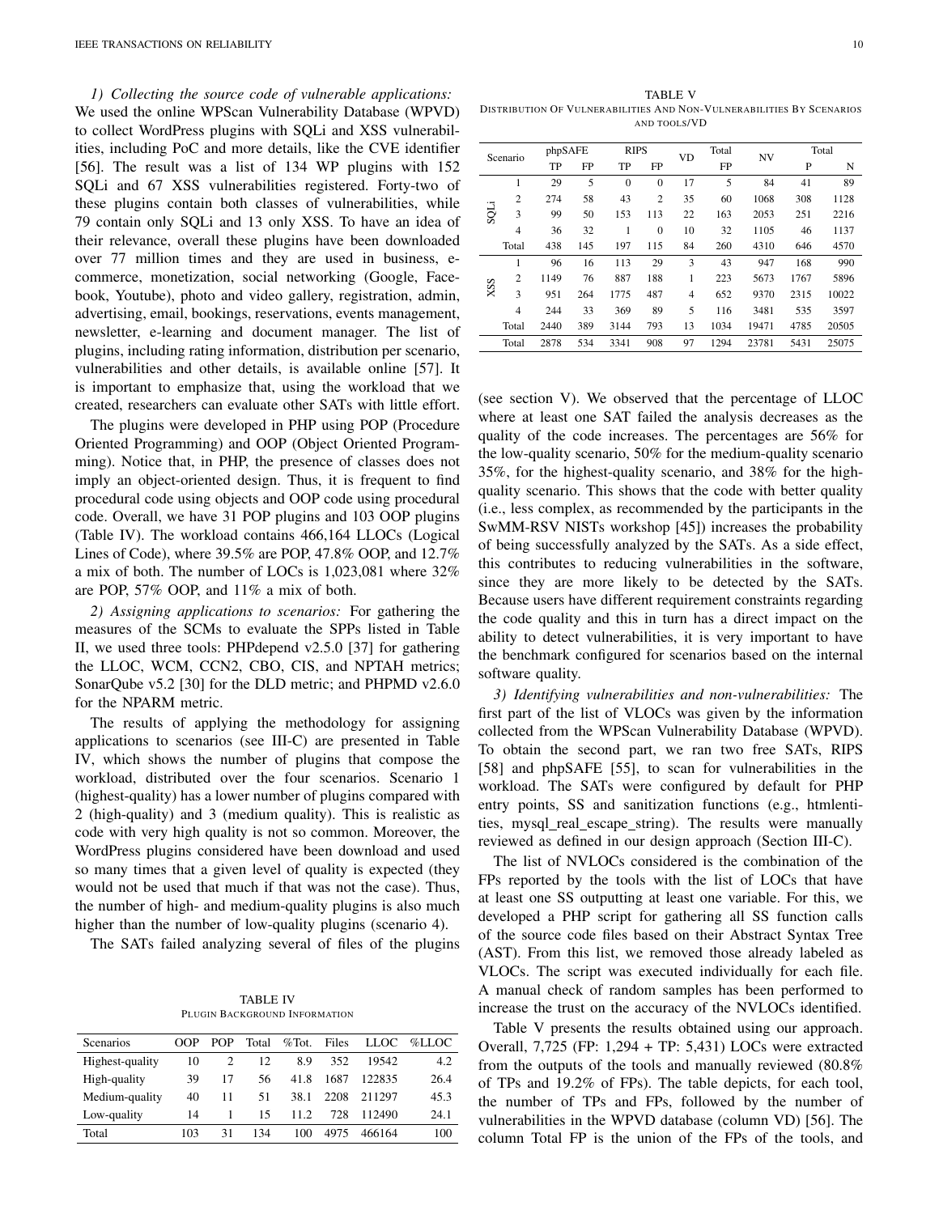*1) Collecting the source code of vulnerable applications:* We used the online WPScan Vulnerability Database (WPVD) to collect WordPress plugins with SQLi and XSS vulnerabilities, including PoC and more details, like the CVE identifier [56]. The result was a list of 134 WP plugins with 152 SQLi and 67 XSS vulnerabilities registered. Forty-two of these plugins contain both classes of vulnerabilities, while 79 contain only SQLi and 13 only XSS. To have an idea of their relevance, overall these plugins have been downloaded over 77 million times and they are used in business, e-commerce, monetization, social networking (Google, Facebook, Youtube), photo and video gallery, registration, admin, advertising, email, bookings, reservations, events management, newsletter, e-learning and document manager. The list of plugins, including rating information, distribution per scenario, vulnerabilities and other details, is available online [57]. It is important to emphasize that, using the workload that we created, researchers can evaluate other SATs with little effort.

The plugins were developed in PHP using POP (Procedure Oriented Programming) and OOP (Object Oriented Programming). Notice that, in PHP, the presence of classes does not imply an object-oriented design. Thus, it is frequent to find procedural code using objects and OOP code using procedural code. Overall, we have 31 POP plugins and 103 OOP plugins (Table IV). The workload contains 466,164 LLOCs (Logical Lines of Code), where 39.5% are POP, 47.8% OOP, and 12.7% a mix of both. The number of LOCs is 1,023,081 where 32% are POP, 57% OOP, and 11% a mix of both.

*2) Assigning applications to scenarios:* For gathering the measures of the SCMs to evaluate the SPPs listed in Table II, we used three tools: PHPdepend v2.5.0 [37] for gathering the LLOC, WCM, CCN2, CBO, CIS, and NPTAH metrics; SonarQube v5.2 [30] for the DLD metric; and PHPMD v2.6.0 for the NPARM metric.

The results of applying the methodology for assigning applications to scenarios (see III-C) are presented in Table IV, which shows the number of plugins that compose the workload, distributed over the four scenarios. Scenario 1 (highest-quality) has a lower number of plugins compared with 2 (high-quality) and 3 (medium quality). This is realistic as code with very high quality is not so common. Moreover, the WordPress plugins considered have been download and used so many times that a given level of quality is expected (they would not be used that much if that was not the case). Thus, the number of high- and medium-quality plugins is also much higher than the number of low-quality plugins (scenario 4).

The SATs failed analyzing several of files of the plugins

TABLE IV
PLUGIN BACKGROUND INFORMATION

| Scenarios | OOP | POP | Total | %Tot. | Files | LLOC | %LLOC |
|---|---|---|---|---|---|---|---|
| Highest-quality | 10 | 2 | 12 | 8.9 | 352 | 19542 | 4.2 |
| High-quality | 39 | 17 | 56 | 41.8 | 1687 | 122835 | 26.4 |
| Medium-quality | 40 | 11 | 51 | 38.1 | 2208 | 211297 | 45.3 |
| Low-quality | 14 | 1 | 15 | 11.2 | 728 | 112490 | 24.1 |
| Total | 103 | 31 | 134 | 100 | 4975 | 466164 | 100 |

(see section V). We observed that the percentage of LLOC where at least one SAT failed the analysis decreases as the quality of the code increases. The percentages are 56% for the low-quality scenario, 50% for the medium-quality scenario 35%, for the highest-quality scenario, and 38% for the high-quality scenario. This shows that the code with better quality (i.e., less complex, as recommended by the participants in the SwMM-RSV NISTs workshop [45]) increases the probability of being successfully analyzed by the SATs. As a side effect, this contributes to reducing vulnerabilities in the software, since they are more likely to be detected by the SATs. Because users have different requirement constraints regarding the code quality and this in turn has a direct impact on the ability to detect vulnerabilities, it is very important to have the benchmark configured for scenarios based on the internal software quality.

TABLE V
DISTRIBUTION OF VULNERABILITIES AND NON-VULNERABILITIES BY SCENARIOS AND TOOLS/VD

| | Scenario | phpSAFE | | RIPS | | VD | Total | NV | Total | |
|---|---|---|---|---|---|---|---|---|---|---|
| | | TP | FP | TP | FP | | FP | | P | N |
| SQLi | 1 | 29 | 5 | 0 | 0 | 17 | 5 | 84 | 41 | 89 |
| | 2 | 274 | 58 | 43 | 2 | 35 | 60 | 1068 | 308 | 1128 |
| | 3 | 99 | 50 | 153 | 113 | 22 | 163 | 2053 | 251 | 2216 |
| | 4 | 36 | 32 | 1 | 0 | 10 | 32 | 1105 | 46 | 1137 |
| | Total | 438 | 145 | 197 | 115 | 84 | 260 | 4310 | 646 | 4570 |
| XSS | 1 | 96 | 16 | 113 | 29 | 3 | 43 | 947 | 168 | 990 |
| | 2 | 1149 | 76 | 887 | 188 | 1 | 223 | 5673 | 1767 | 5896 |
| | 3 | 951 | 264 | 1775 | 487 | 4 | 652 | 9370 | 2315 | 10022 |
| | 4 | 244 | 33 | 369 | 89 | 5 | 116 | 3481 | 535 | 3597 |
| | Total | 2440 | 389 | 3144 | 793 | 13 | 1034 | 19471 | 4785 | 20505 |
| | Total | 2878 | 534 | 3341 | 908 | 97 | 1294 | 23781 | 5431 | 25075 |

*3) Identifying vulnerabilities and non-vulnerabilities:* The first part of the list of VLOCs was given by the information collected from the WPScan Vulnerability Database (WPVD). To obtain the second part, we ran two free SATs, RIPS [58] and phpSAFE [55], to scan for vulnerabilities in the workload. The SATs were configured by default for PHP entry points, SS and sanitization functions (e.g., htmlentities, mysql_real_escape_string). The results were manually reviewed as defined in our design approach (Section III-C).

The list of NVLOCs considered is the combination of the FPs reported by the tools with the list of LOCs that have at least one SS outputting at least one variable. For this, we developed a PHP script for gathering all SS function calls of the source code files based on their Abstract Syntax Tree (AST). From this list, we removed those already labeled as VLOCs. The script was executed individually for each file. A manual check of random samples has been performed to increase the trust on the accuracy of the NVLOCs identified.

Table V presents the results obtained using our approach. Overall, 7,725 (FP: 1,294 + TP: 5,431) LOCs were extracted from the outputs of the tools and manually reviewed (80.8% of TPs and 19.2% of FPs). The table depicts, for each tool, the number of TPs and FPs, followed by the number of vulnerabilities in the WPVD database (column VD) [56]. The column Total FP is the union of the FPs of the tools, and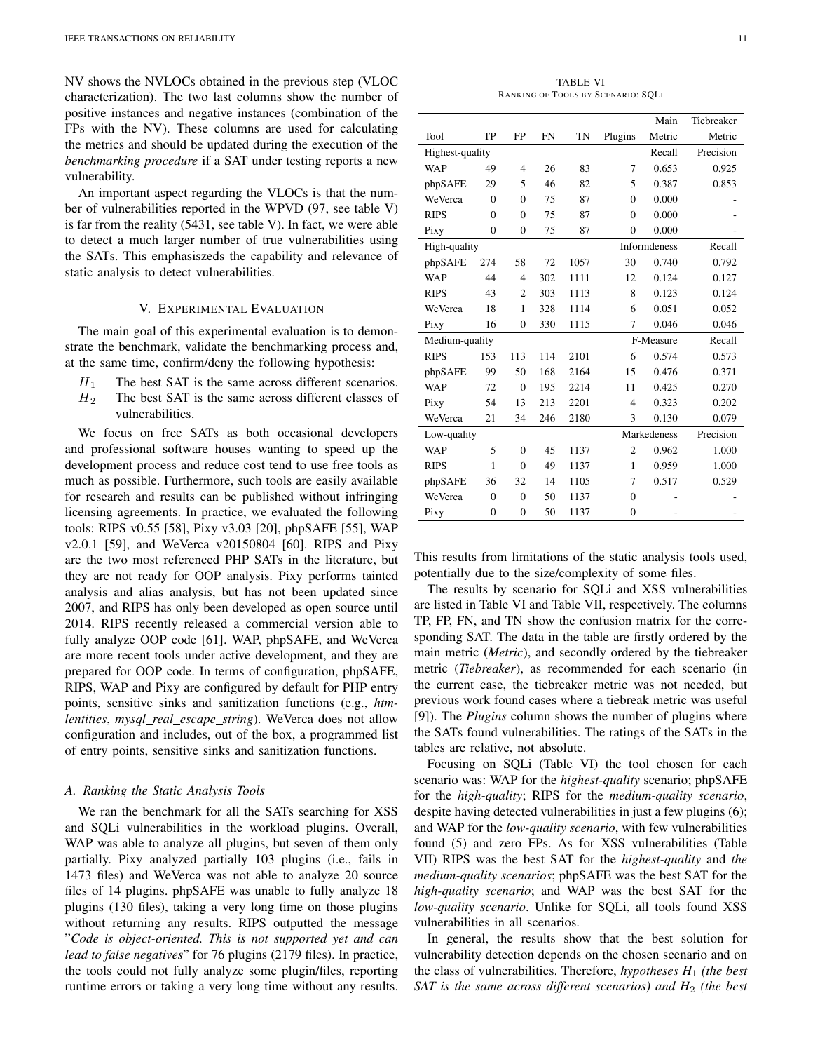NV shows the NVLOCs obtained in the previous step (VLOC characterization). The two last columns show the number of positive instances and negative instances (combination of the FPs with the NV). These columns are used for calculating the metrics and should be updated during the execution of the *benchmarking procedure* if a SAT under testing reports a new vulnerability.

An important aspect regarding the VLOCs is that the number of vulnerabilities reported in the WPVD (97, see table V) is far from the reality (5431, see table V). In fact, we were able to detect a much larger number of true vulnerabilities using the SATs. This emphasiszeds the capability and relevance of static analysis to detect vulnerabilities.

## V. Experimental Evaluation

The main goal of this experimental evaluation is to demonstrate the benchmark, validate the benchmarking process and, at the same time, confirm/deny the following hypothesis:

- $H_1$ The best SAT is the same across different scenarios.
- $H_2$ The best SAT is the same across different classes of vulnerabilities.

We focus on free SATs as both occasional developers and professional software houses wanting to speed up the development process and reduce cost tend to use free tools as much as possible. Furthermore, such tools are easily available for research and results can be published without infringing licensing agreements. In practice, we evaluated the following tools: RIPS v0.55 [58], Pixy v3.03 [20], phpSAFE [55], WAP v2.0.1 [59], and WeVerca v20150804 [60]. RIPS and Pixy are the two most referenced PHP SATs in the literature, but they are not ready for OOP analysis. Pixy performs tainted analysis and alias analysis, but has not been updated since 2007, and RIPS has only been developed as open source until 2014. RIPS recently released a commercial version able to fully analyze OOP code [61]. WAP, phpSAFE, and WeVerca are more recent tools under active development, and they are prepared for OOP code. In terms of configuration, phpSAFE, RIPS, WAP and Pixy are configured by default for PHP entry points, sensitive sinks and sanitization functions (e.g., *htmlentities*, *mysql_real_escape_string*). WeVerca does not allow configuration and includes, out of the box, a programmed list of entry points, sensitive sinks and sanitization functions.

### A. Ranking the Static Analysis Tools

We ran the benchmark for all the SATs searching for XSS and SQLi vulnerabilities in the workload plugins. Overall, WAP was able to analyze all plugins, but seven of them only partially. Pixy analyzed partially 103 plugins (i.e., fails in 1473 files) and WeVerca was not able to analyze 20 source files of 14 plugins. phpSAFE was unable to fully analyze 18 plugins (130 files), taking a very long time on those plugins without returning any results. RIPS outputted the message "*Code is object-oriented. This is not supported yet and can lead to false negatives*" for 76 plugins (2179 files). In practice, the tools could not fully analyze some plugin/files, reporting runtime errors or taking a very long time without any results.

TABLE VI
Ranking of Tools by Scenario: SQLi

| Tool | TP | FP | FN | TN | Plugins | Main Metric | Tiebreaker Metric |
|---|---|---|---|---|---|---|---|
| Highest-quality | | | | | | Recall | Precision |
| WAP | 49 | 4 | 26 | 83 | 7 | 0.653 | 0.925 |
| phpSAFE | 29 | 5 | 46 | 82 | 5 | 0.387 | 0.853 |
| WeVerca | 0 | 0 | 75 | 87 | 0 | 0.000 | - |
| RIPS | 0 | 0 | 75 | 87 | 0 | 0.000 | - |
| Pixy | 0 | 0 | 75 | 87 | 0 | 0.000 | - |
| High-quality | | | | | | Informdeness | Recall |
| phpSAFE | 274 | 58 | 72 | 1057 | 30 | 0.740 | 0.792 |
| WAP | 44 | 4 | 302 | 1111 | 12 | 0.124 | 0.127 |
| RIPS | 43 | 2 | 303 | 1113 | 8 | 0.123 | 0.124 |
| WeVerca | 18 | 1 | 328 | 1114 | 6 | 0.051 | 0.052 |
| Pixy | 16 | 0 | 330 | 1115 | 7 | 0.046 | 0.046 |
| Medium-quality | | | | | | F-Measure | Recall |
| RIPS | 153 | 113 | 114 | 2101 | 6 | 0.574 | 0.573 |
| phpSAFE | 99 | 50 | 168 | 2164 | 15 | 0.476 | 0.371 |
| WAP | 72 | 0 | 195 | 2214 | 11 | 0.425 | 0.270 |
| Pixy | 54 | 13 | 213 | 2201 | 4 | 0.323 | 0.202 |
| WeVerca | 21 | 34 | 246 | 2180 | 3 | 0.130 | 0.079 |
| Low-quality | | | | | | Markedeness | Precision |
| WAP | 5 | 0 | 45 | 1137 | 2 | 0.962 | 1.000 |
| RIPS | 1 | 0 | 49 | 1137 | 1 | 0.959 | 1.000 |
| phpSAFE | 36 | 32 | 14 | 1105 | 7 | 0.517 | 0.529 |
| WeVerca | 0 | 0 | 50 | 1137 | 0 | - | - |
| Pixy | 0 | 0 | 50 | 1137 | 0 | - | - |

This results from limitations of the static analysis tools used, potentially due to the size/complexity of some files.

The results by scenario for SQLi and XSS vulnerabilities are listed in Table VI and Table VII, respectively. The columns TP, FP, FN, and TN show the confusion matrix for the corresponding SAT. The data in the table are firstly ordered by the main metric (*Metric*), and secondly ordered by the tiebreaker metric (*Tiebreaker*), as recommended for each scenario (in the current case, the tiebreaker metric was not needed, but previous work found cases where a tiebreak metric was useful [9]). The *Plugins* column shows the number of plugins where the SATs found vulnerabilities. The ratings of the SATs in the tables are relative, not absolute.

Focusing on SQLi (Table VI) the tool chosen for each scenario was: WAP for the *highest-quality* scenario; phpSAFE for the *high-quality*; RIPS for the *medium-quality scenario*, despite having detected vulnerabilities in just a few plugins (6); and WAP for the *low-quality scenario*, with few vulnerabilities found (5) and zero FPs. As for XSS vulnerabilities (Table VII) RIPS was the best SAT for the *highest-quality* and *the medium-quality scenarios*; phpSAFE was the best SAT for the *high-quality scenario*; and WAP was the best SAT for the *low-quality scenario*. Unlike for SQLi, all tools found XSS vulnerabilities in all scenarios.

In general, the results show that the best solution for vulnerability detection depends on the chosen scenario and on the class of vulnerabilities. Therefore, *hypotheses $H_1$ (the best SAT is the same across different scenarios) and $H_2$ (the best*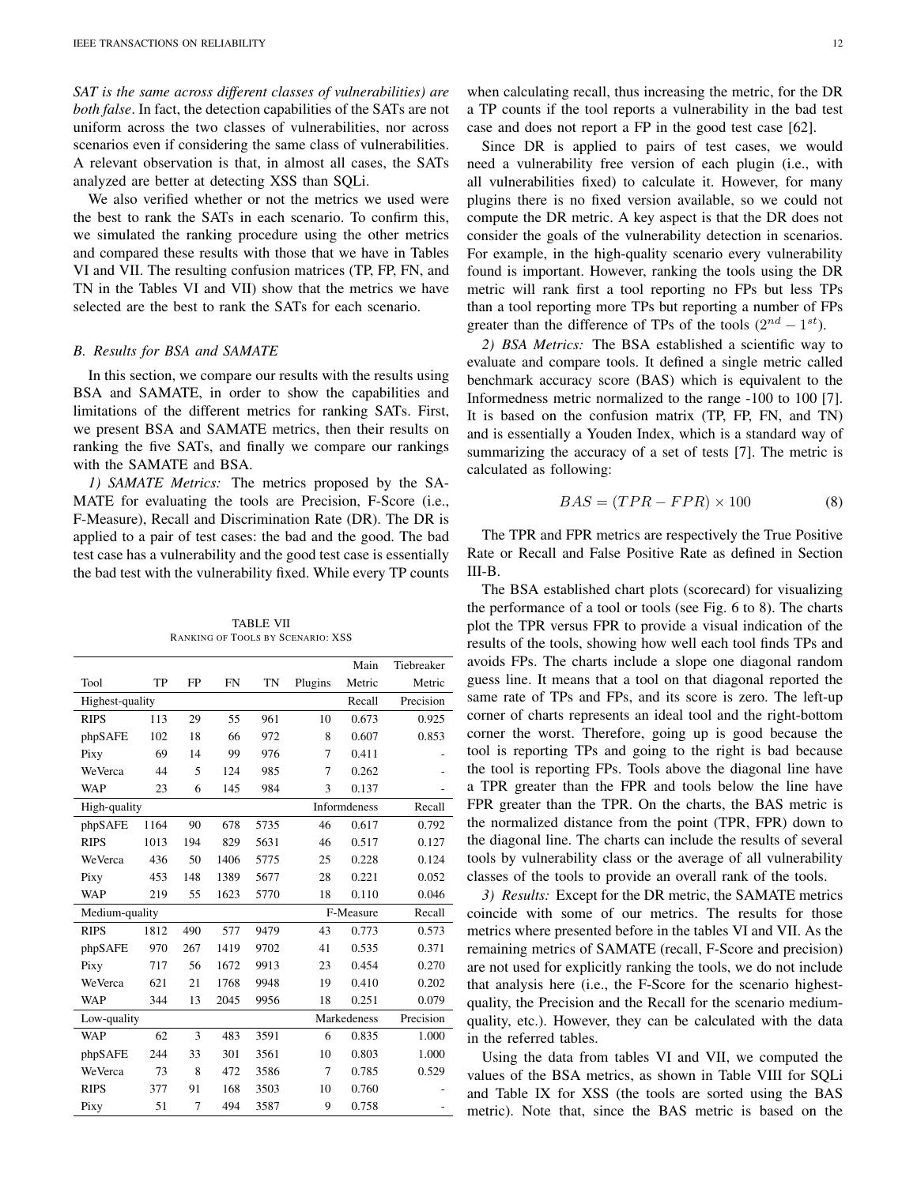*SAT is the same across different classes of vulnerabilities) are both false*. In fact, the detection capabilities of the SATs are not uniform across the two classes of vulnerabilities, nor across scenarios even if considering the same class of vulnerabilities. A relevant observation is that, in almost all cases, the SATs analyzed are better at detecting XSS than SQLi.

We also verified whether or not the metrics we used were the best to rank the SATs in each scenario. To confirm this, we simulated the ranking procedure using the other metrics and compared these results with those that we have in Tables VI and VII. The resulting confusion matrices (TP, FP, FN, and TN in the Tables VI and VII) show that the metrics we have selected are the best to rank the SATs for each scenario.

### B. Results for BSA and SAMATE

In this section, we compare our results with the results using BSA and SAMATE, in order to show the capabilities and limitations of the different metrics for ranking SATs. First, we present BSA and SAMATE metrics, then their results on ranking the five SATs, and finally we compare our rankings with the SAMATE and BSA.

*1) SAMATE Metrics:* The metrics proposed by the SAMATE for evaluating the tools are Precision, F-Score (i.e., F-Measure), Recall and Discrimination Rate (DR). The DR is applied to a pair of test cases: the bad and the good. The bad test case has a vulnerability and the good test case is essentially the bad test with the vulnerability fixed. While every TP counts when calculating recall, thus increasing the metric, for the DR a TP counts if the tool reports a vulnerability in the bad test case and does not report a FP in the good test case [62].

Since DR is applied to pairs of test cases, we would need a vulnerability free version of each plugin (i.e., with all vulnerabilities fixed) to calculate it. However, for many plugins there is no fixed version available, so we could not compute the DR metric. A key aspect is that the DR does not consider the goals of the vulnerability detection in scenarios. For example, in the high-quality scenario every vulnerability found is important. However, ranking the tools using the DR metric will rank first a tool reporting no FPs but less TPs than a tool reporting more TPs but reporting a number of FPs greater than the difference of TPs of the tools ($2^{nd} - 1^{st}$).

*2) BSA Metrics:* The BSA established a scientific way to evaluate and compare tools. It defined a single metric called benchmark accuracy score (BAS) which is equivalent to the Informedness metric normalized to the range -100 to 100 [7]. It is based on the confusion matrix (TP, FP, FN, and TN) and is essentially a Youden Index, which is a standard way of summarizing the accuracy of a set of tests [7]. The metric is calculated as following:

$$BAS = (TPR - FPR) \times 100 \quad (8)$$

The TPR and FPR metrics are respectively the True Positive Rate or Recall and False Positive Rate as defined in Section III-B.

The BSA established chart plots (scorecard) for visualizing the performance of a tool or tools (see Fig. 6 to 8). The charts plot the TPR versus FPR to provide a visual indication of the results of the tools, showing how well each tool finds TPs and avoids FPs. The charts include a slope one diagonal random guess line. It means that a tool on that diagonal reported the same rate of TPs and FPs, and its score is zero. The left-up corner of charts represents an ideal tool and the right-bottom corner the worst. Therefore, going up is good because the tool is reporting TPs and going to the right is bad because the tool is reporting FPs. Tools above the diagonal line have a TPR greater than the FPR and tools below the line have FPR greater than the TPR. On the charts, the BAS metric is the normalized distance from the point (TPR, FPR) down to the diagonal line. The charts can include the results of several tools by vulnerability class or the average of all vulnerability classes of the tools to provide an overall rank of the tools.

*3) Results:* Except for the DR metric, the SAMATE metrics coincide with some of our metrics. The results for those metrics where presented before in the tables VI and VII. As the remaining metrics of SAMATE (recall, F-Score and precision) are not used for explicitly ranking the tools, we do not include that analysis here (i.e., the F-Score for the scenario highest-quality, the Precision and the Recall for the scenario medium-quality, etc.). However, they can be calculated with the data in the referred tables.

Using the data from tables VI and VII, we computed the values of the BSA metrics, as shown in Table VIII for SQLi and Table IX for XSS (the tools are sorted using the BAS metric). Note that, since the BAS metric is based on the

TABLE VII
RANKING OF TOOLS BY SCENARIO: XSS

| Tool | TP | FP | FN | TN | Plugins | Main Metric | Tiebreaker Metric |
|---|---|---|---|---|---|---|---|
| Highest-quality | | | | | | Recall | Precision |
| RIPS | 113 | 29 | 55 | 961 | 10 | 0.673 | 0.925 |
| phpSAFE | 102 | 18 | 66 | 972 | 8 | 0.607 | 0.853 |
| Pixy | 69 | 14 | 99 | 976 | 7 | 0.411 | - |
| WeVerca | 44 | 5 | 124 | 985 | 7 | 0.262 | - |
| WAP | 23 | 6 | 145 | 984 | 3 | 0.137 | - |
| High-quality | | | | | | Informdeness | Recall |
| phpSAFE | 1164 | 90 | 678 | 5735 | 46 | 0.617 | 0.792 |
| RIPS | 1013 | 194 | 829 | 5631 | 46 | 0.517 | 0.127 |
| WeVerca | 436 | 50 | 1406 | 5775 | 25 | 0.228 | 0.124 |
| Pixy | 453 | 148 | 1389 | 5677 | 28 | 0.221 | 0.052 |
| WAP | 219 | 55 | 1623 | 5770 | 18 | 0.110 | 0.046 |
| Medium-quality | | | | | | F-Measure | Recall |
| RIPS | 1812 | 490 | 577 | 9479 | 43 | 0.773 | 0.573 |
| phpSAFE | 970 | 267 | 1419 | 9702 | 41 | 0.535 | 0.371 |
| Pixy | 717 | 56 | 1672 | 9913 | 23 | 0.454 | 0.270 |
| WeVerca | 621 | 21 | 1768 | 9948 | 19 | 0.410 | 0.202 |
| WAP | 344 | 13 | 2045 | 9956 | 18 | 0.251 | 0.079 |
| Low-quality | | | | | | Markedeness | Precision |
| WAP | 62 | 3 | 483 | 3591 | 6 | 0.835 | 1.000 |
| phpSAFE | 244 | 33 | 301 | 3561 | 10 | 0.803 | 1.000 |
| WeVerca | 73 | 8 | 472 | 3586 | 7 | 0.785 | 0.529 |
| RIPS | 377 | 91 | 168 | 3503 | 10 | 0.760 | - |
| Pixy | 51 | 7 | 494 | 3587 | 9 | 0.758 | - |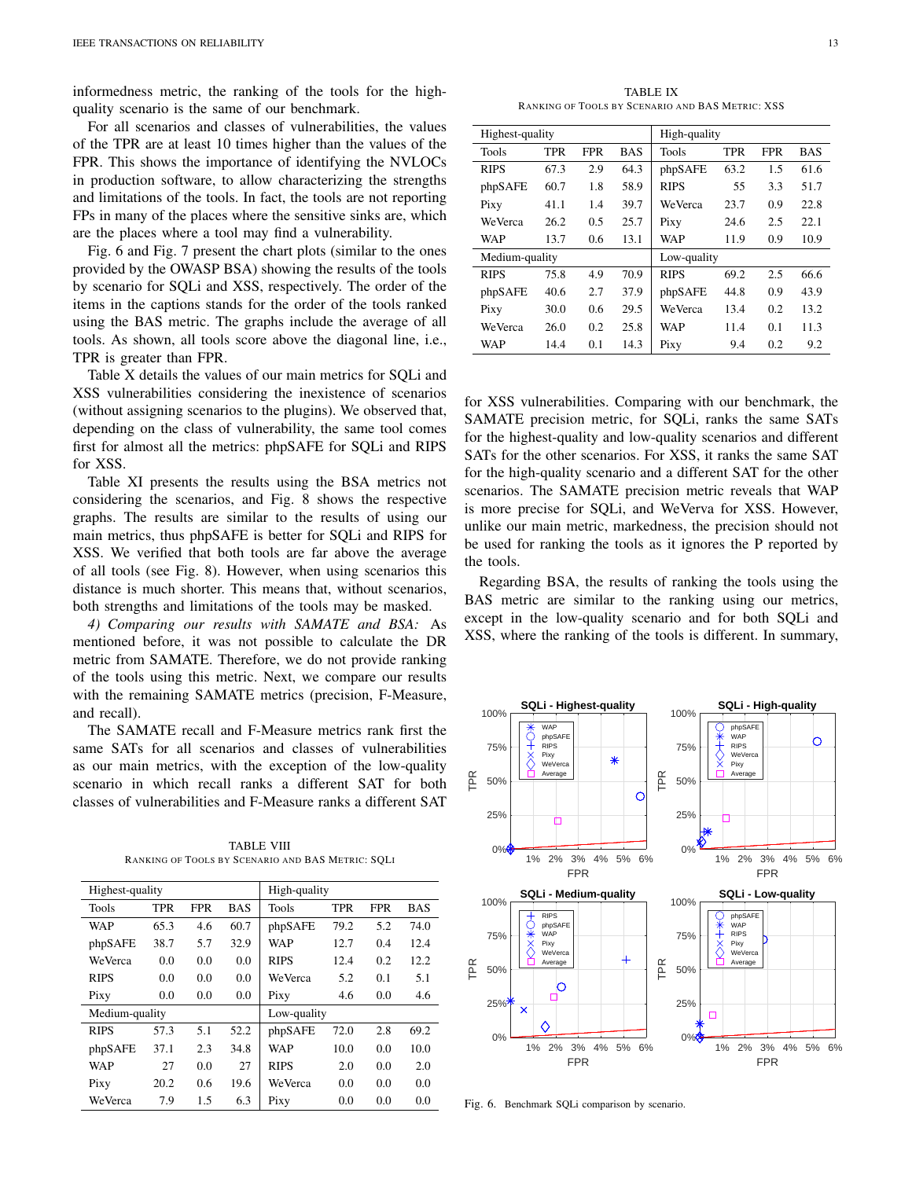informedness metric, the ranking of the tools for the high-quality scenario is the same of our benchmark.

For all scenarios and classes of vulnerabilities, the values of the TPR are at least 10 times higher than the values of the FPR. This shows the importance of identifying the NVLOCs in production software, to allow characterizing the strengths and limitations of the tools. In fact, the tools are not reporting FPs in many of the places where the sensitive sinks are, which are the places where a tool may find a vulnerability.

Fig. 6 and Fig. 7 present the chart plots (similar to the ones provided by the OWASP BSA) showing the results of the tools by scenario for SQLi and XSS, respectively. The order of the items in the captions stands for the order of the tools ranked using the BAS metric. The graphs include the average of all tools. As shown, all tools score above the diagonal line, i.e., TPR is greater than FPR.

Table X details the values of our main metrics for SQLi and XSS vulnerabilities considering the inexistence of scenarios (without assigning scenarios to the plugins). We observed that, depending on the class of vulnerability, the same tool comes first for almost all the metrics: phpSAFE for SQLi and RIPS for XSS.

Table XI presents the results using the BSA metrics not considering the scenarios, and Fig. 8 shows the respective graphs. The results are similar to the results of using our main metrics, thus phpSAFE is better for SQLi and RIPS for XSS. We verified that both tools are far above the average of all tools (see Fig. 8). However, when using scenarios this distance is much shorter. This means that, without scenarios, both strengths and limitations of the tools may be masked.

*4) Comparing our results with SAMATE and BSA:* As mentioned before, it was not possible to calculate the DR metric from SAMATE. Therefore, we do not provide ranking of the tools using this metric. Next, we compare our results with the remaining SAMATE metrics (precision, F-Measure, and recall).

The SAMATE recall and F-Measure metrics rank first the same SATs for all scenarios and classes of vulnerabilities as our main metrics, with the exception of the low-quality scenario in which recall ranks a different SAT for both classes of vulnerabilities and F-Measure ranks a different SAT for XSS vulnerabilities. Comparing with our benchmark, the SAMATE precision metric, for SQLi, ranks the same SATs for the highest-quality and low-quality scenarios and different SATs for the other scenarios. For XSS, it ranks the same SAT for the high-quality scenario and a different SAT for the other scenarios. The SAMATE precision metric reveals that WAP is more precise for SQLi, and WeVerva for XSS. However, unlike our main metric, markedness, the precision should not be used for ranking the tools as it ignores the P reported by the tools.

Regarding BSA, the results of ranking the tools using the BAS metric are similar to the ranking using our metrics, except in the low-quality scenario and for both SQLi and XSS, where the ranking of the tools is different. In summary,

TABLE VIII
RANKING OF TOOLS BY SCENARIO AND BAS METRIC: SQLI

| Highest-quality | | | | High-quality | | | |
|---|---|---|---|---|---|---|---|
| Tools | TPR | FPR | BAS | Tools | TPR | FPR | BAS |
| WAP | 65.3 | 4.6 | 60.7 | phpSAFE | 79.2 | 5.2 | 74.0 |
| phpSAFE | 38.7 | 5.7 | 32.9 | WAP | 12.7 | 0.4 | 12.4 |
| WeVerca | 0.0 | 0.0 | 0.0 | RIPS | 12.4 | 0.2 | 12.2 |
| RIPS | 0.0 | 0.0 | 0.0 | WeVerca | 5.2 | 0.1 | 5.1 |
| Pixy | 0.0 | 0.0 | 0.0 | Pixy | 4.6 | 0.0 | 4.6 |
| Medium-quality | | | | Low-quality | | | |
| RIPS | 57.3 | 5.1 | 52.2 | phpSAFE | 72.0 | 2.8 | 69.2 |
| phpSAFE | 37.1 | 2.3 | 34.8 | WAP | 10.0 | 0.0 | 10.0 |
| WAP | 27 | 0.0 | 27 | RIPS | 2.0 | 0.0 | 2.0 |
| Pixy | 20.2 | 0.6 | 19.6 | WeVerca | 0.0 | 0.0 | 0.0 |
| WeVerca | 7.9 | 1.5 | 6.3 | Pixy | 0.0 | 0.0 | 0.0 |

TABLE IX
RANKING OF TOOLS BY SCENARIO AND BAS METRIC: XSS

| Highest-quality | | | | High-quality | | | |
|---|---|---|---|---|---|---|---|
| Tools | TPR | FPR | BAS | Tools | TPR | FPR | BAS |
| RIPS | 67.3 | 2.9 | 64.3 | phpSAFE | 63.2 | 1.5 | 61.6 |
| phpSAFE | 60.7 | 1.8 | 58.9 | RIPS | 55 | 3.3 | 51.7 |
| Pixy | 41.1 | 1.4 | 39.7 | WeVerca | 23.7 | 0.9 | 22.8 |
| WeVerca | 26.2 | 0.5 | 25.7 | Pixy | 24.6 | 2.5 | 22.1 |
| WAP | 13.7 | 0.6 | 13.1 | WAP | 11.9 | 0.9 | 10.9 |
| Medium-quality | | | | Low-quality | | | |
| RIPS | 75.8 | 4.9 | 70.9 | RIPS | 69.2 | 2.5 | 66.6 |
| phpSAFE | 40.6 | 2.7 | 37.9 | phpSAFE | 44.8 | 0.9 | 43.9 |
| Pixy | 30.0 | 0.6 | 29.5 | WeVerca | 13.4 | 0.2 | 13.2 |
| WeVerca | 26.0 | 0.2 | 25.8 | WAP | 11.4 | 0.1 | 11.3 |
| WAP | 14.4 | 0.1 | 14.3 | Pixy | 9.4 | 0.2 | 9.2 |

Fig. 6. Benchmark SQLi comparison by scenario.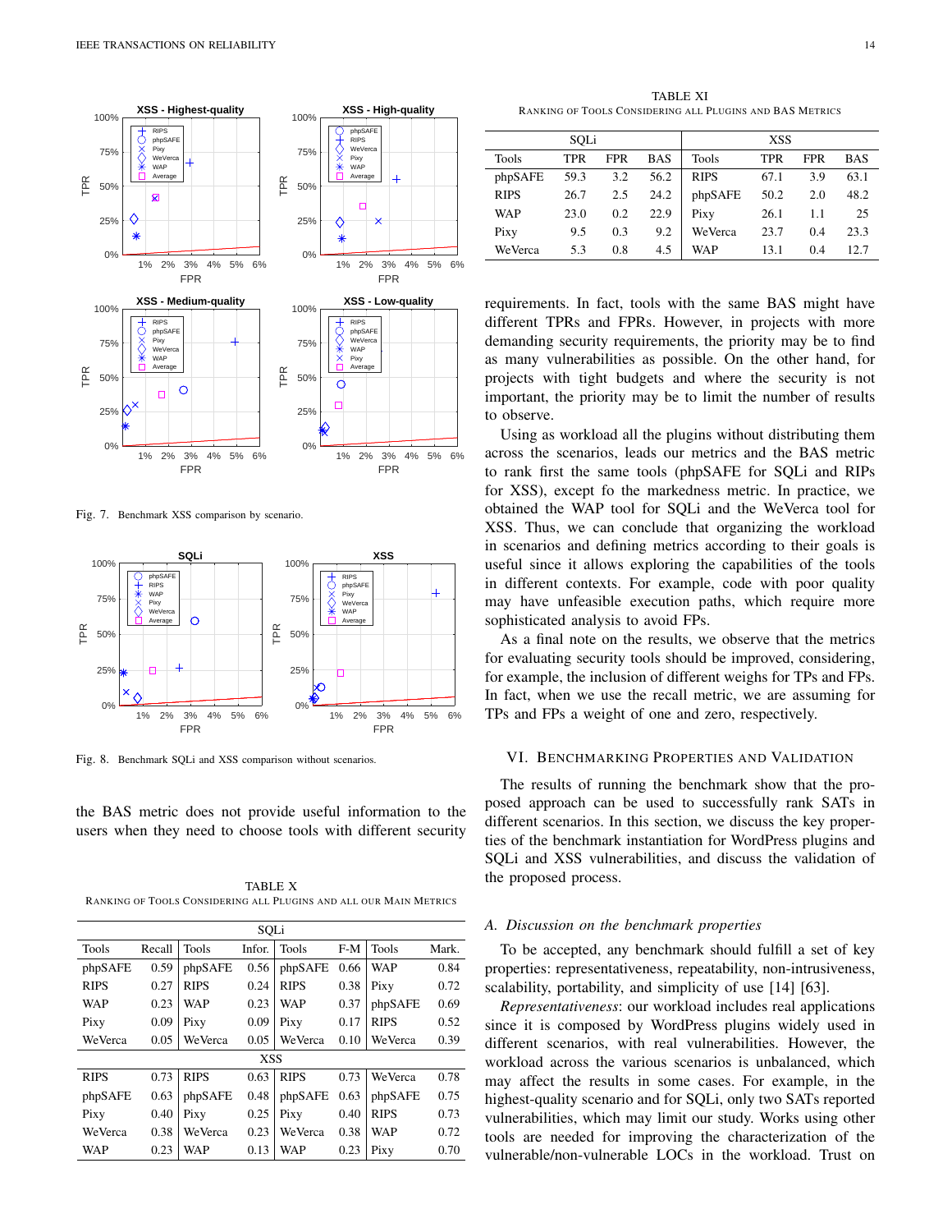Fig. 7. Benchmark XSS comparison by scenario.

Fig. 8. Benchmark SQLi and XSS comparison without scenarios.

the BAS metric does not provide useful information to the users when they need to choose tools with different security

TABLE X
RANKING OF TOOLS CONSIDERING ALL PLUGINS AND ALL OUR MAIN METRICS

| SQLi | | | | | | | |
|---|---|---|---|---|---|---|---|
| Tools | Recall | Tools | Infor. | Tools | F-M | Tools | Mark. |
| phpSAFE | 0.59 | phpSAFE | 0.56 | phpSAFE | 0.66 | WAP | 0.84 |
| RIPS | 0.27 | RIPS | 0.24 | RIPS | 0.38 | Pixy | 0.72 |
| WAP | 0.23 | WAP | 0.23 | WAP | 0.37 | phpSAFE | 0.69 |
| Pixy | 0.09 | Pixy | 0.09 | Pixy | 0.17 | RIPS | 0.52 |
| WeVerca | 0.05 | WeVerca | 0.05 | WeVerca | 0.10 | WeVerca | 0.39 |
| **XSS** | | | | | | | |
| RIPS | 0.73 | RIPS | 0.63 | RIPS | 0.73 | WeVerca | 0.78 |
| phpSAFE | 0.63 | phpSAFE | 0.48 | phpSAFE | 0.63 | phpSAFE | 0.75 |
| Pixy | 0.40 | Pixy | 0.25 | Pixy | 0.40 | RIPS | 0.73 |
| WeVerca | 0.38 | WeVerca | 0.23 | WeVerca | 0.38 | WAP | 0.72 |
| WAP | 0.23 | WAP | 0.13 | WAP | 0.23 | Pixy | 0.70 |

TABLE XI
RANKING OF TOOLS CONSIDERING ALL PLUGINS AND BAS METRICS

| SQLi | | | | XSS | | | |
|---|---|---|---|---|---|---|---|
| Tools | TPR | FPR | BAS | Tools | TPR | FPR | BAS |
| phpSAFE | 59.3 | 3.2 | 56.2 | RIPS | 67.1 | 3.9 | 63.1 |
| RIPS | 26.7 | 2.5 | 24.2 | phpSAFE | 50.2 | 2.0 | 48.2 |
| WAP | 23.0 | 0.2 | 22.9 | Pixy | 26.1 | 1.1 | 25 |
| Pixy | 9.5 | 0.3 | 9.2 | WeVerca | 23.7 | 0.4 | 23.3 |
| WeVerca | 5.3 | 0.8 | 4.5 | WAP | 13.1 | 0.4 | 12.7 |

requirements. In fact, tools with the same BAS might have different TPRs and FPRs. However, in projects with more demanding security requirements, the priority may be to find as many vulnerabilities as possible. On the other hand, for projects with tight budgets and where the security is not important, the priority may be to limit the number of results to observe.

Using as workload all the plugins without distributing them across the scenarios, leads our metrics and the BAS metric to rank first the same tools (phpSAFE for SQLi and RIPs for XSS), except fo the markedness metric. In practice, we obtained the WAP tool for SQLi and the WeVerca tool for XSS. Thus, we can conclude that organizing the workload in scenarios and defining metrics according to their goals is useful since it allows exploring the capabilities of the tools in different contexts. For example, code with poor quality may have unfeasible execution paths, which require more sophisticated analysis to avoid FPs.

As a final note on the results, we observe that the metrics for evaluating security tools should be improved, considering, for example, the inclusion of different weighs for TPs and FPs. In fact, when we use the recall metric, we are assuming for TPs and FPs a weight of one and zero, respectively.

## VI. Benchmarking Properties and Validation

The results of running the benchmark show that the proposed approach can be used to successfully rank SATs in different scenarios. In this section, we discuss the key properties of the benchmark instantiation for WordPress plugins and SQLi and XSS vulnerabilities, and discuss the validation of the proposed process.

### A. Discussion on the benchmark properties

To be accepted, any benchmark should fulfill a set of key properties: representativeness, repeatability, non-intrusiveness, scalability, portability, and simplicity of use [14] [63].

*Representativeness*: our workload includes real applications since it is composed by WordPress plugins widely used in different scenarios, with real vulnerabilities. However, the workload across the various scenarios is unbalanced, which may affect the results in some cases. For example, in the highest-quality scenario and for SQLi, only two SATs reported vulnerabilities, which may limit our study. Works using other tools are needed for improving the characterization of the vulnerable/non-vulnerable LOCs in the workload. Trust on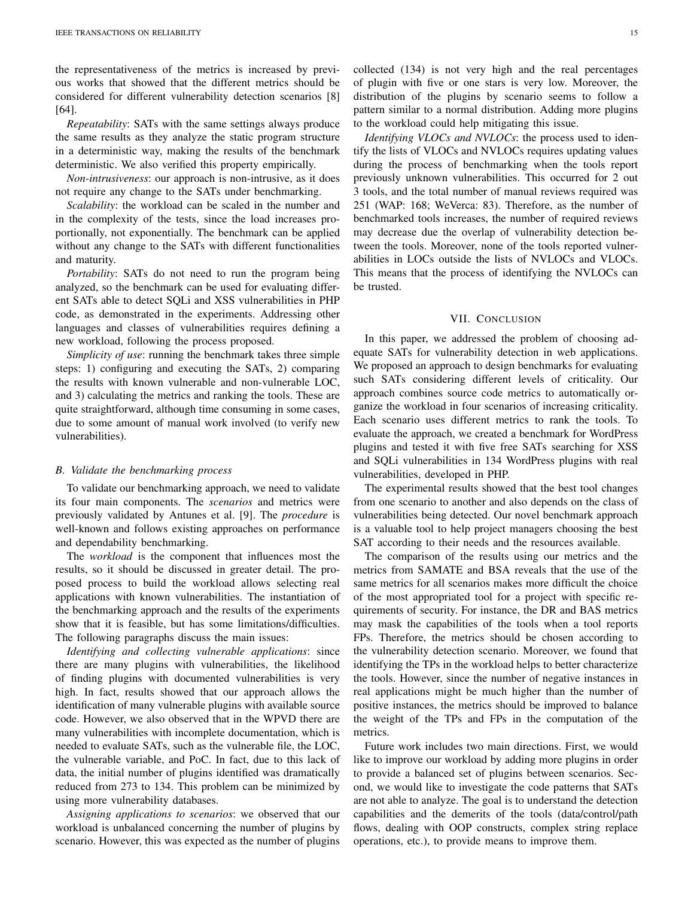the representativeness of the metrics is increased by previous works that showed that the different metrics should be considered for different vulnerability detection scenarios [8] [64].

*Repeatability*: SATs with the same settings always produce the same results as they analyze the static program structure in a deterministic way, making the results of the benchmark deterministic. We also verified this property empirically.

*Non-intrusiveness*: our approach is non-intrusive, as it does not require any change to the SATs under benchmarking.

*Scalability*: the workload can be scaled in the number and in the complexity of the tests, since the load increases proportionally, not exponentially. The benchmark can be applied without any change to the SATs with different functionalities and maturity.

*Portability*: SATs do not need to run the program being analyzed, so the benchmark can be used for evaluating different SATs able to detect SQLi and XSS vulnerabilities in PHP code, as demonstrated in the experiments. Addressing other languages and classes of vulnerabilities requires defining a new workload, following the process proposed.

*Simplicity of use*: running the benchmark takes three simple steps: 1) configuring and executing the SATs, 2) comparing the results with known vulnerable and non-vulnerable LOC, and 3) calculating the metrics and ranking the tools. These are quite straightforward, although time consuming in some cases, due to some amount of manual work involved (to verify new vulnerabilities).

### B. Validate the benchmarking process

To validate our benchmarking approach, we need to validate its four main components. The *scenarios* and metrics were previously validated by Antunes et al. [9]. The *procedure* is well-known and follows existing approaches on performance and dependability benchmarking.

The *workload* is the component that influences most the results, so it should be discussed in greater detail. The proposed process to build the workload allows selecting real applications with known vulnerabilities. The instantiation of the benchmarking approach and the results of the experiments show that it is feasible, but has some limitations/difficulties. The following paragraphs discuss the main issues:

*Identifying and collecting vulnerable applications*: since there are many plugins with vulnerabilities, the likelihood of finding plugins with documented vulnerabilities is very high. In fact, results showed that our approach allows the identification of many vulnerable plugins with available source code. However, we also observed that in the WPVD there are many vulnerabilities with incomplete documentation, which is needed to evaluate SATs, such as the vulnerable file, the LOC, the vulnerable variable, and PoC. In fact, due to this lack of data, the initial number of plugins identified was dramatically reduced from 273 to 134. This problem can be minimized by using more vulnerability databases.

*Assigning applications to scenarios*: we observed that our workload is unbalanced concerning the number of plugins by scenario. However, this was expected as the number of plugins collected (134) is not very high and the real percentages of plugin with five or one stars is very low. Moreover, the distribution of the plugins by scenario seems to follow a pattern similar to a normal distribution. Adding more plugins to the workload could help mitigating this issue.

*Identifying VLOCs and NVLOCs*: the process used to identify the lists of VLOCs and NVLOCs requires updating values during the process of benchmarking when the tools report previously unknown vulnerabilities. This occurred for 2 out 3 tools, and the total number of manual reviews required was 251 (WAP: 168; WeVerca: 83). Therefore, as the number of benchmarked tools increases, the number of required reviews may decrease due the overlap of vulnerability detection between the tools. Moreover, none of the tools reported vulnerabilities in LOCs outside the lists of NVLOCs and VLOCs. This means that the process of identifying the NVLOCs can be trusted.

## VII. Conclusion

In this paper, we addressed the problem of choosing adequate SATs for vulnerability detection in web applications. We proposed an approach to design benchmarks for evaluating such SATs considering different levels of criticality. Our approach combines source code metrics to automatically organize the workload in four scenarios of increasing criticality. Each scenario uses different metrics to rank the tools. To evaluate the approach, we created a benchmark for WordPress plugins and tested it with five free SATs searching for XSS and SQLi vulnerabilities in 134 WordPress plugins with real vulnerabilities, developed in PHP.

The experimental results showed that the best tool changes from one scenario to another and also depends on the class of vulnerabilities being detected. Our novel benchmark approach is a valuable tool to help project managers choosing the best SAT according to their needs and the resources available.

The comparison of the results using our metrics and the metrics from SAMATE and BSA reveals that the use of the same metrics for all scenarios makes more difficult the choice of the most appropriated tool for a project with specific requirements of security. For instance, the DR and BAS metrics may mask the capabilities of the tools when a tool reports FPs. Therefore, the metrics should be chosen according to the vulnerability detection scenario. Moreover, we found that identifying the TPs in the workload helps to better characterize the tools. However, since the number of negative instances in real applications might be much higher than the number of positive instances, the metrics should be improved to balance the weight of the TPs and FPs in the computation of the metrics.

Future work includes two main directions. First, we would like to improve our workload by adding more plugins in order to provide a balanced set of plugins between scenarios. Second, we would like to investigate the code patterns that SATs are not able to analyze. The goal is to understand the detection capabilities and the demerits of the tools (data/control/path flows, dealing with OOP constructs, complex string replace operations, etc.), to provide means to improve them.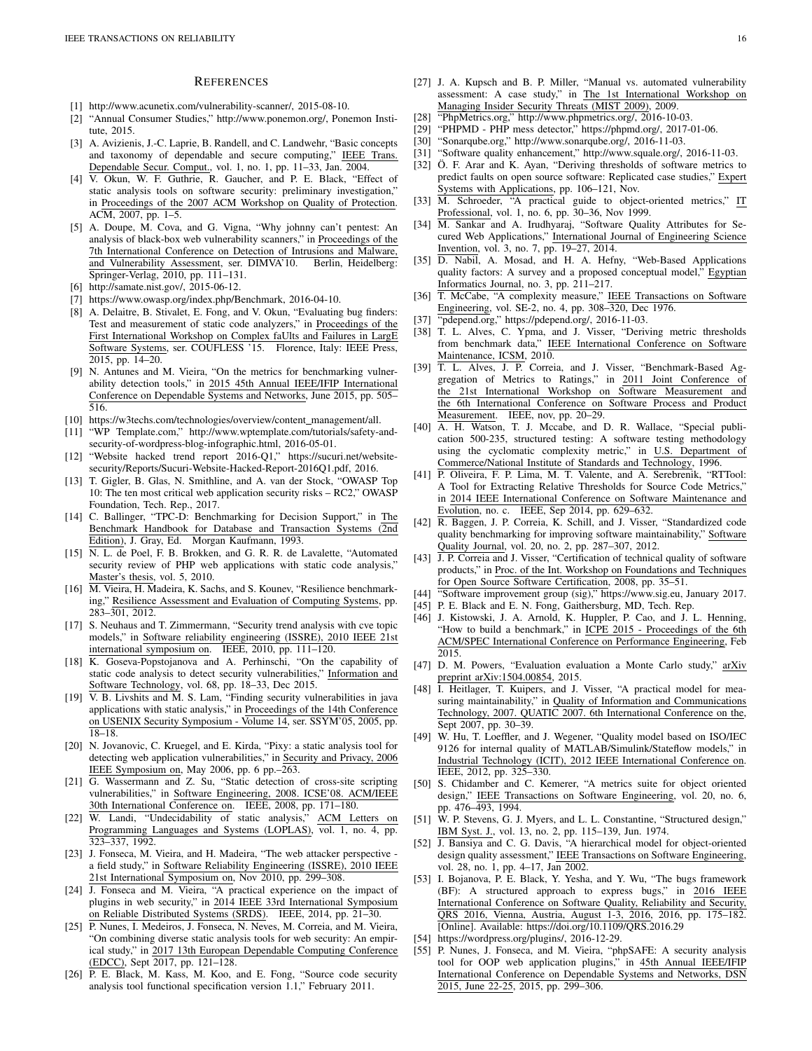## References

[1] http://www.acunetix.com/vulnerability-scanner/, 2015-08-10.

[2] "Annual Consumer Studies," http://www.ponemon.org/, Ponemon Institute, 2015.

[3] A. Avizienis, J.-C. Laprie, B. Randell, and C. Landwehr, "Basic concepts and taxonomy of dependable and secure computing," IEEE Trans. Dependable Secur. Comput., vol. 1, no. 1, pp. 11–33, Jan. 2004.

[4] V. Okun, W. F. Guthrie, R. Gaucher, and P. E. Black, "Effect of static analysis tools on software security: preliminary investigation," in Proceedings of the 2007 ACM Workshop on Quality of Protection. ACM, 2007, pp. 1–5.

[5] A. Doupe, M. Cova, and G. Vigna, "Why johnny can't pentest: An analysis of black-box web vulnerability scanners," in Proceedings of the 7th International Conference on Detection of Intrusions and Malware, and Vulnerability Assessment, ser. DIMVA'10. Berlin, Heidelberg: Springer-Verlag, 2010, pp. 111–131.

[6] http://samate.nist.gov/, 2015-06-12.

[7] https://www.owasp.org/index.php/Benchmark, 2016-04-10.

[8] A. Delaitre, B. Stivalet, E. Fong, and V. Okun, "Evaluating bug finders: Test and measurement of static code analyzers," in Proceedings of the First International Workshop on Complex faUlts and Failures in LargE Software Systems, ser. COUFLESS '15. Florence, Italy: IEEE Press, 2015, pp. 14–20.

[9] N. Antunes and M. Vieira, "On the metrics for benchmarking vulnerability detection tools," in 2015 45th Annual IEEE/IFIP International Conference on Dependable Systems and Networks, June 2015, pp. 505–516.

[10] https://w3techs.com/technologies/overview/content_management/all.

[11] "WP Template.com," http://www.wptemplate.com/tutorials/safety-and-security-of-wordpress-blog-infographic.html, 2016-05-01.

[12] "Website hacked trend report 2016-Q1," https://sucuri.net/website-security/Reports/Sucuri-Website-Hacked-Report-2016Q1.pdf, 2016.

[13] T. Gigler, B. Glas, N. Smithline, and A. van der Stock, "OWASP Top 10: The ten most critical web application security risks – RC2," OWASP Foundation, Tech. Rep., 2017.

[14] C. Ballinger, "TPC-D: Benchmarking for Decision Support," in The Benchmark Handbook for Database and Transaction Systems (2nd Edition), J. Gray, Ed. Morgan Kaufmann, 1993.

[15] N. L. de Poel, F. B. Brokken, and G. R. R. de Lavalette, "Automated security review of PHP web applications with static code analysis," Master's thesis, vol. 5, 2010.

[16] M. Vieira, H. Madeira, K. Sachs, and S. Kounev, "Resilience benchmarking," Resilience Assessment and Evaluation of Computing Systems, pp. 283–301, 2012.

[17] S. Neuhaus and T. Zimmermann, "Security trend analysis with cve topic models," in Software reliability engineering (ISSRE), 2010 IEEE 21st international symposium on. IEEE, 2010, pp. 111–120.

[18] K. Goseva-Popstojanova and A. Perhinschi, "On the capability of static code analysis to detect security vulnerabilities," Information and Software Technology, vol. 68, pp. 18–33, Dec 2015.

[19] V. B. Livshits and M. S. Lam, "Finding security vulnerabilities in java applications with static analysis," in Proceedings of the 14th Conference on USENIX Security Symposium - Volume 14, ser. SSYM'05, 2005, pp. 18–18.

[20] N. Jovanovic, C. Kruegel, and E. Kirda, "Pixy: a static analysis tool for detecting web application vulnerabilities," in Security and Privacy, 2006 IEEE Symposium on, May 2006, pp. 6 pp.–263.

[21] G. Wassermann and Z. Su, "Static detection of cross-site scripting vulnerabilities," in Software Engineering, 2008. ICSE'08. ACM/IEEE 30th International Conference on. IEEE, 2008, pp. 171–180.

[22] W. Landi, "Undecidability of static analysis," ACM Letters on Programming Languages and Systems (LOPLAS), vol. 1, no. 4, pp. 323–337, 1992.

[23] J. Fonseca, M. Vieira, and H. Madeira, "The web attacker perspective - a field study," in Software Reliability Engineering (ISSRE), 2010 IEEE 21st International Symposium on, Nov 2010, pp. 299–308.

[24] J. Fonseca and M. Vieira, "A practical experience on the impact of plugins in web security," in 2014 IEEE 33rd International Symposium on Reliable Distributed Systems (SRDS). IEEE, 2014, pp. 21–30.

[25] P. Nunes, I. Medeiros, J. Fonseca, N. Neves, M. Correia, and M. Vieira, "On combining diverse static analysis tools for web security: An empirical study," in 2017 13th European Dependable Computing Conference (EDCC), Sept 2017, pp. 121–128.

[26] P. E. Black, M. Kass, M. Koo, and E. Fong, "Source code security analysis tool functional specification version 1.1," February 2011.

[27] J. A. Kupsch and B. P. Miller, "Manual vs. automated vulnerability assessment: A case study," in The 1st International Workshop on Managing Insider Security Threats (MIST 2009), 2009.

[28] "PhpMetrics.org," http://www.phpmetrics.org/, 2016-10-03.

[29] "PHPMD - PHP mess detector," https://phpmd.org/, 2017-01-06.

[30] "Sonarqube.org," http://www.sonarqube.org/, 2016-11-03.

[31] "Software quality enhancement," http://www.squale.org/, 2016-11-03.

[32] Ö. F. Arar and K. Ayan, "Deriving thresholds of software metrics to predict faults on open source software: Replicated case studies," Expert Systems with Applications, pp. 106–121, Nov.

[33] M. Schroeder, "A practical guide to object-oriented metrics," IT Professional, vol. 1, no. 6, pp. 30–36, Nov 1999.

[34] M. Sankar and A. Irudhyaraj, "Software Quality Attributes for Secured Web Applications," International Journal of Engineering Science Invention, vol. 3, no. 7, pp. 19–27, 2014.

[35] D. Nabil, A. Mosad, and H. A. Hefny, "Web-Based Applications quality factors: A survey and a proposed conceptual model," Egyptian Informatics Journal, no. 3, pp. 211–217.

[36] T. McCabe, "A complexity measure," IEEE Transactions on Software Engineering, vol. SE-2, no. 4, pp. 308–320, Dec 1976.

[37] "pdepend.org," https://pdepend.org/, 2016-11-03.

[38] T. L. Alves, C. Ypma, and J. Visser, "Deriving metric thresholds from benchmark data," IEEE International Conference on Software Maintenance, ICSM, 2010.

[39] T. L. Alves, J. P. Correia, and J. Visser, "Benchmark-Based Aggregation of Metrics to Ratings," in 2011 Joint Conference of the 21st International Workshop on Software Measurement and the 6th International Conference on Software Process and Product Measurement. IEEE, nov, pp. 20–29.

[40] A. H. Watson, T. J. Mccabe, and D. R. Wallace, "Special publication 500-235, structured testing: A software testing methodology using the cyclomatic complexity metric," in U.S. Department of Commerce/National Institute of Standards and Technology, 1996.

[41] P. Oliveira, F. P. Lima, M. T. Valente, and A. Serebrenik, "RTTool: A Tool for Extracting Relative Thresholds for Source Code Metrics," in 2014 IEEE International Conference on Software Maintenance and Evolution, no. c. IEEE, Sep 2014, pp. 629–632.

[42] R. Baggen, J. P. Correia, K. Schill, and J. Visser, "Standardized code quality benchmarking for improving software maintainability," Software Quality Journal, vol. 20, no. 2, pp. 287–307, 2012.

[43] J. P. Correia and J. Visser, "Certification of technical quality of software products," in Proc. of the Int. Workshop on Foundations and Techniques for Open Source Software Certification, 2008, pp. 35–51.

[44] "Software improvement group (sig)," https://www.sig.eu, January 2017.

[45] P. E. Black and E. N. Fong, Gaithersburg, MD, Tech. Rep.

[46] J. Kistowski, J. A. Arnold, K. Huppler, P. Cao, and J. L. Henning, "How to build a benchmark," in ICPE 2015 - Proceedings of the 6th ACM/SPEC International Conference on Performance Engineering, Feb 2015.

[47] D. M. Powers, "Evaluation evaluation a Monte Carlo study," arXiv preprint arXiv:1504.00854, 2015.

[48] I. Heitlager, T. Kuipers, and J. Visser, "A practical model for measuring maintainability," in Quality of Information and Communications Technology, 2007. QUATIC 2007. 6th International Conference on the, Sept 2007, pp. 30–39.

[49] W. Hu, T. Loeffler, and J. Wegener, "Quality model based on ISO/IEC 9126 for internal quality of MATLAB/Simulink/Stateflow models," in Industrial Technology (ICIT), 2012 IEEE International Conference on. IEEE, 2012, pp. 325–330.

[50] S. Chidamber and C. Kemerer, "A metrics suite for object oriented design," IEEE Transactions on Software Engineering, vol. 20, no. 6, pp. 476–493, 1994.

[51] W. P. Stevens, G. J. Myers, and L. L. Constantine, "Structured design," IBM Syst. J., vol. 13, no. 2, pp. 115–139, Jun. 1974.

[52] J. Bansiya and C. G. Davis, "A hierarchical model for object-oriented design quality assessment," IEEE Transactions on Software Engineering, vol. 28, no. 1, pp. 4–17, Jan 2002.

[53] I. Bojanova, P. E. Black, Y. Yesha, and Y. Wu, "The bugs framework (BF): A structured approach to express bugs," in 2016 IEEE International Conference on Software Quality, Reliability and Security, QRS 2016, Vienna, Austria, August 1-3, 2016, 2016, pp. 175–182. [Online]. Available: https://doi.org/10.1109/QRS.2016.29

[54] https://wordpress.org/plugins/, 2016-12-29.

[55] P. Nunes, J. Fonseca, and M. Vieira, "phpSAFE: A security analysis tool for OOP web application plugins," in 45th Annual IEEE/IFIP International Conference on Dependable Systems and Networks, DSN 2015, June 22-25, 2015, pp. 299–306.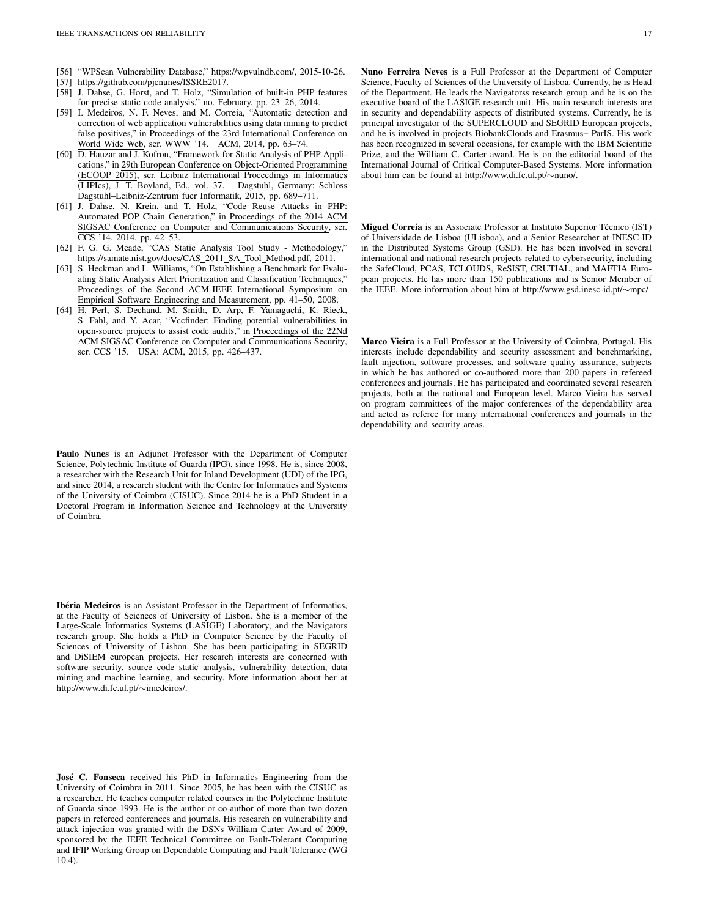[56] "WPScan Vulnerability Database," https://wpvulndb.com/, 2015-10-26.

[57] https://github.com/pjcnunes/ISSRE2017.

[58] J. Dahse, G. Horst, and T. Holz, "Simulation of built-in PHP features for precise static code analysis," no. February, pp. 23–26, 2014.

[59] I. Medeiros, N. F. Neves, and M. Correia, "Automatic detection and correction of web application vulnerabilities using data mining to predict false positives," in Proceedings of the 23rd International Conference on World Wide Web, ser. WWW '14. ACM, 2014, pp. 63–74.

[60] D. Hauzar and J. Kofron, "Framework for Static Analysis of PHP Applications," in 29th European Conference on Object-Oriented Programming (ECOOP 2015), ser. Leibniz International Proceedings in Informatics (LIPIcs), J. T. Boyland, Ed., vol. 37. Dagstuhl, Germany: Schloss Dagstuhl–Leibniz-Zentrum fuer Informatik, 2015, pp. 689–711.

[61] J. Dahse, N. Krein, and T. Holz, "Code Reuse Attacks in PHP: Automated POP Chain Generation," in Proceedings of the 2014 ACM SIGSAC Conference on Computer and Communications Security, ser. CCS '14, 2014, pp. 42–53.

[62] F. G. G. Meade, "CAS Static Analysis Tool Study - Methodology," https://samate.nist.gov/docs/CAS_2011_SA_Tool_Method.pdf, 2011.

[63] S. Heckman and L. Williams, "On Establishing a Benchmark for Evaluating Static Analysis Alert Prioritization and Classification Techniques," Proceedings of the Second ACM-IEEE International Symposium on Empirical Software Engineering and Measurement, pp. 41–50, 2008.

[64] H. Perl, S. Dechand, M. Smith, D. Arp, F. Yamaguchi, K. Rieck, S. Fahl, and Y. Acar, "Vccfinder: Finding potential vulnerabilities in open-source projects to assist code audits," in Proceedings of the 22Nd ACM SIGSAC Conference on Computer and Communications Security, ser. CCS '15. USA: ACM, 2015, pp. 426–437.

**Paulo Nunes** is an Adjunct Professor with the Department of Computer Science, Polytechnic Institute of Guarda (IPG), since 1998. He is, since 2008, a researcher with the Research Unit for Inland Development (UDI) of the IPG, and since 2014, a research student with the Centre for Informatics and Systems of the University of Coimbra (CISUC). Since 2014 he is a PhD Student in a Doctoral Program in Information Science and Technology at the University of Coimbra.

**Ibéria Medeiros** is an Assistant Professor in the Department of Informatics, at the Faculty of Sciences of University of Lisbon. She is a member of the Large-Scale Informatics Systems (LASIGE) Laboratory, and the Navigators research group. She holds a PhD in Computer Science by the Faculty of Sciences of University of Lisbon. She has been participating in SEGRID and DiSIEM european projects. Her research interests are concerned with software security, source code static analysis, vulnerability detection, data mining and machine learning, and security. More information about her at http://www.di.fc.ul.pt/∼imedeiros/.

**José C. Fonseca** received his PhD in Informatics Engineering from the University of Coimbra in 2011. Since 2005, he has been with the CISUC as a researcher. He teaches computer related courses in the Polytechnic Institute of Guarda since 1993. He is the author or co-author of more than two dozen papers in refereed conferences and journals. His research on vulnerability and attack injection was granted with the DSNs William Carter Award of 2009, sponsored by the IEEE Technical Committee on Fault-Tolerant Computing and IFIP Working Group on Dependable Computing and Fault Tolerance (WG 10.4).

**Nuno Ferreira Neves** is a Full Professor at the Department of Computer Science, Faculty of Sciences of the University of Lisboa. Currently, he is Head of the Department. He leads the Navigatorss research group and he is on the executive board of the LASIGE research unit. His main research interests are in security and dependability aspects of distributed systems. Currently, he is principal investigator of the SUPERCLOUD and SEGRID European projects, and he is involved in projects BiobankClouds and Erasmus+ ParIS. His work has been recognized in several occasions, for example with the IBM Scientific Prize, and the William C. Carter award. He is on the editorial board of the International Journal of Critical Computer-Based Systems. More information about him can be found at http://www.di.fc.ul.pt/∼nuno/.

**Miguel Correia** is an Associate Professor at Instituto Superior Técnico (IST) of Universidade de Lisboa (ULisboa), and a Senior Researcher at INESC-ID in the Distributed Systems Group (GSD). He has been involved in several international and national research projects related to cybersecurity, including the SafeCloud, PCAS, TCLOUDS, ReSIST, CRUTIAL, and MAFTIA European projects. He has more than 150 publications and is Senior Member of the IEEE. More information about him at http://www.gsd.inesc-id.pt/∼mpc/

**Marco Vieira** is a Full Professor at the University of Coimbra, Portugal. His interests include dependability and security assessment and benchmarking, fault injection, software processes, and software quality assurance, subjects in which he has authored or co-authored more than 200 papers in refereed conferences and journals. He has participated and coordinated several research projects, both at the national and European level. Marco Vieira has served on program committees of the major conferences of the dependability area and acted as referee for many international conferences and journals in the dependability and security areas.